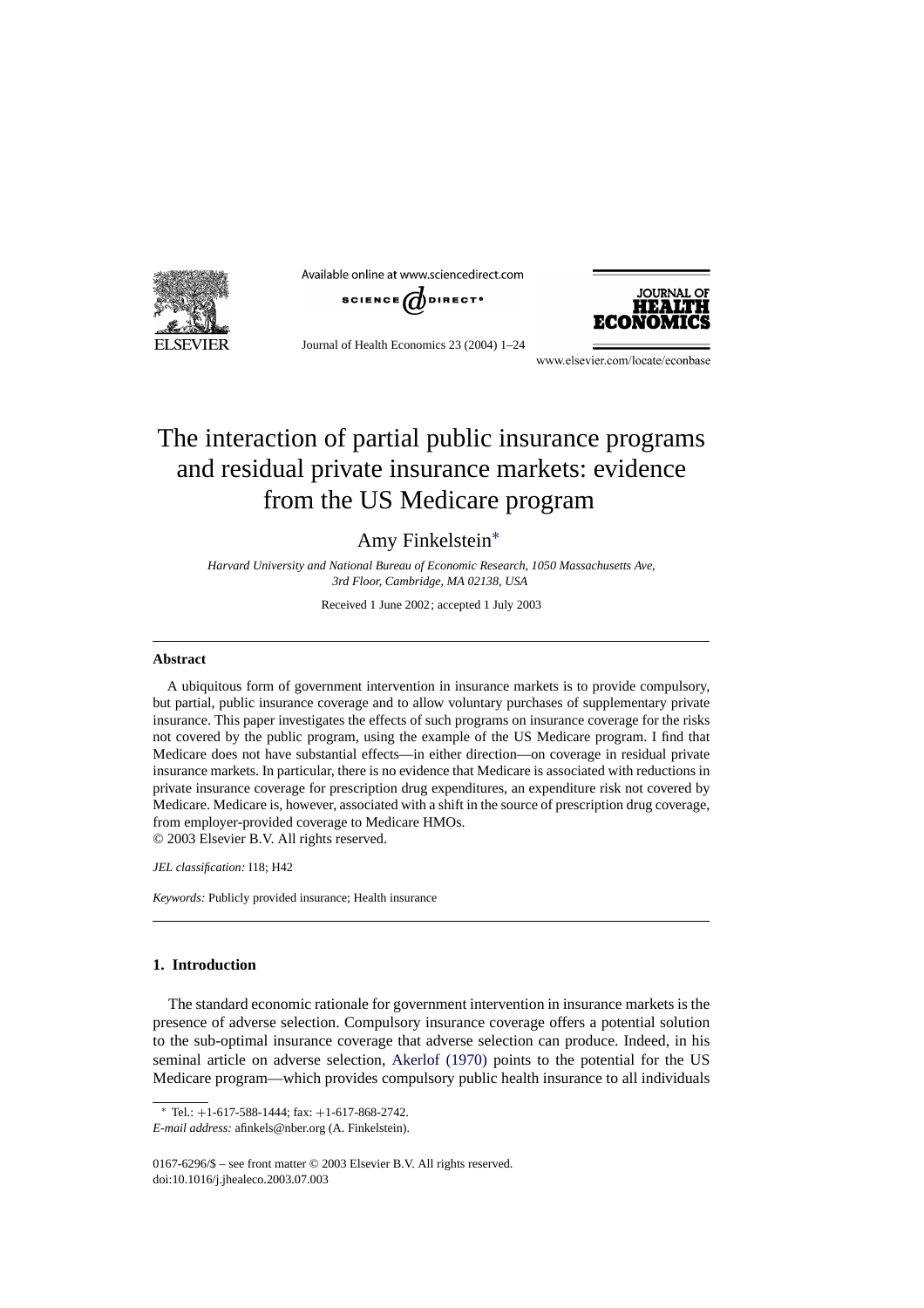# The interaction of partial public insurance programs and residual private insurance markets: evidence from the US Medicare program

Amy Finkelstein[*]

*Harvard University and National Bureau of Economic Research, 1050 Massachusetts Ave, 3rd Floor, Cambridge, MA 02138, USA*

Received 1 June 2002; accepted 1 July 2003

## Abstract

A ubiquitous form of government intervention in insurance markets is to provide compulsory, but partial, public insurance coverage and to allow voluntary purchases of supplementary private insurance. This paper investigates the effects of such programs on insurance coverage for the risks not covered by the public program, using the example of the US Medicare program. I find that Medicare does not have substantial effects—in either direction—on coverage in residual private insurance markets. In particular, there is no evidence that Medicare is associated with reductions in private insurance coverage for prescription drug expenditures, an expenditure risk not covered by Medicare. Medicare is, however, associated with a shift in the source of prescription drug coverage, from employer-provided coverage to Medicare HMOs.

© 2003 Elsevier B.V. All rights reserved.

*JEL classification:* I18; H42

*Keywords:* Publicly provided insurance; Health insurance

## 1. Introduction

The standard economic rationale for government intervention in insurance markets is the presence of adverse selection. Compulsory insurance coverage offers a potential solution to the sub-optimal insurance coverage that adverse selection can produce. Indeed, in his seminal article on adverse selection, Akerlof (1970) points to the potential for the US Medicare program—which provides compulsory public health insurance to all individuals

[*] Tel.: +1-617-588-1444; fax: +1-617-868-2742.

*E-mail address:* afinkels@nber.org (A. Finkelstein).

0167-6296/$ – see front matter © 2003 Elsevier B.V. All rights reserved.
doi:10.1016/j.jhealeco.2003.07.003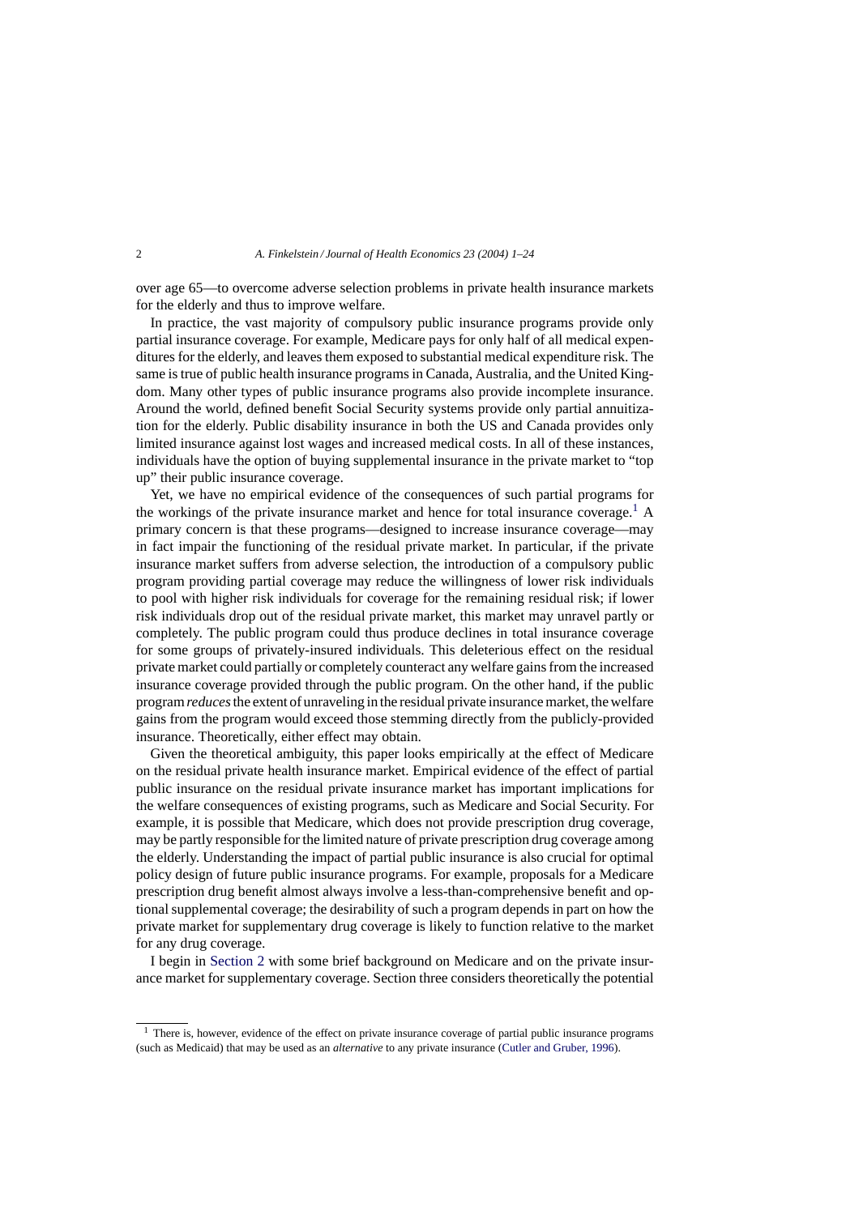over age 65—to overcome adverse selection problems in private health insurance markets for the elderly and thus to improve welfare.

In practice, the vast majority of compulsory public insurance programs provide only partial insurance coverage. For example, Medicare pays for only half of all medical expenditures for the elderly, and leaves them exposed to substantial medical expenditure risk. The same is true of public health insurance programs in Canada, Australia, and the United Kingdom. Many other types of public insurance programs also provide incomplete insurance. Around the world, defined benefit Social Security systems provide only partial annuitization for the elderly. Public disability insurance in both the US and Canada provides only limited insurance against lost wages and increased medical costs. In all of these instances, individuals have the option of buying supplemental insurance in the private market to "top up" their public insurance coverage.

Yet, we have no empirical evidence of the consequences of such partial programs for the workings of the private insurance market and hence for total insurance coverage.[1] A primary concern is that these programs—designed to increase insurance coverage—may in fact impair the functioning of the residual private market. In particular, if the private insurance market suffers from adverse selection, the introduction of a compulsory public program providing partial coverage may reduce the willingness of lower risk individuals to pool with higher risk individuals for coverage for the remaining residual risk; if lower risk individuals drop out of the residual private market, this market may unravel partly or completely. The public program could thus produce declines in total insurance coverage for some groups of privately-insured individuals. This deleterious effect on the residual private market could partially or completely counteract any welfare gains from the increased insurance coverage provided through the public program. On the other hand, if the public program *reduces* the extent of unraveling in the residual private insurance market, the welfare gains from the program would exceed those stemming directly from the publicly-provided insurance. Theoretically, either effect may obtain.

Given the theoretical ambiguity, this paper looks empirically at the effect of Medicare on the residual private health insurance market. Empirical evidence of the effect of partial public insurance on the residual private insurance market has important implications for the welfare consequences of existing programs, such as Medicare and Social Security. For example, it is possible that Medicare, which does not provide prescription drug coverage, may be partly responsible for the limited nature of private prescription drug coverage among the elderly. Understanding the impact of partial public insurance is also crucial for optimal policy design of future public insurance programs. For example, proposals for a Medicare prescription drug benefit almost always involve a less-than-comprehensive benefit and optional supplemental coverage; the desirability of such a program depends in part on how the private market for supplementary drug coverage is likely to function relative to the market for any drug coverage.

I begin in Section 2 with some brief background on Medicare and on the private insurance market for supplementary coverage. Section three considers theoretically the potential

[1] There is, however, evidence of the effect on private insurance coverage of partial public insurance programs (such as Medicaid) that may be used as an *alternative* to any private insurance (Cutler and Gruber, 1996).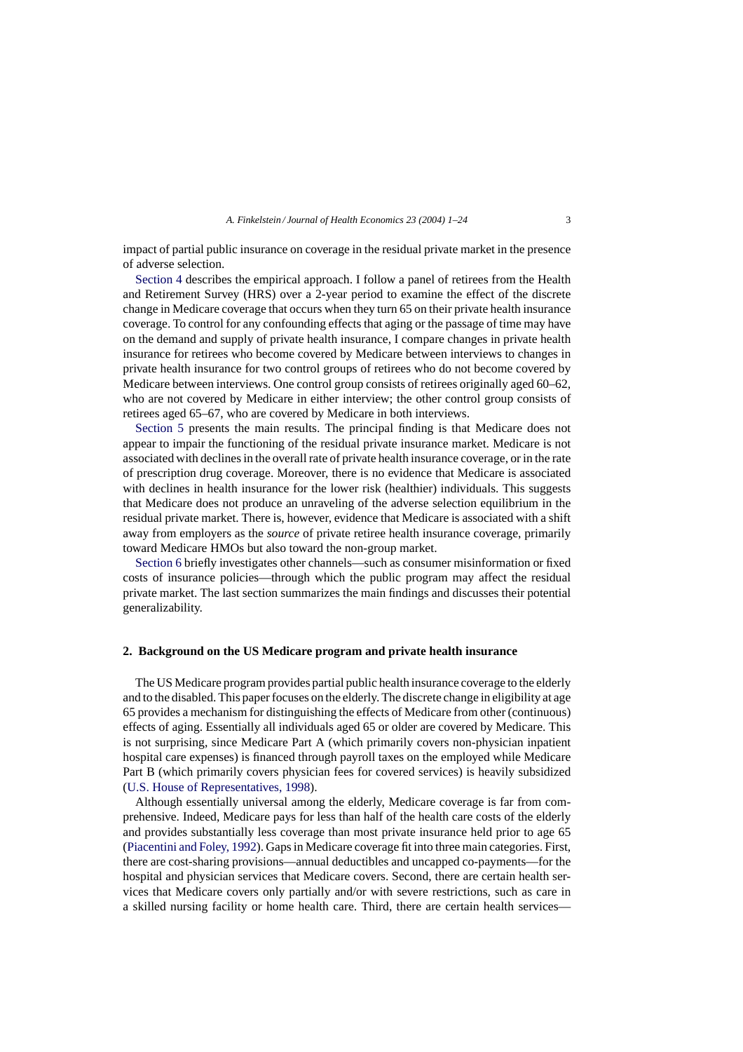impact of partial public insurance on coverage in the residual private market in the presence of adverse selection.

Section 4 describes the empirical approach. I follow a panel of retirees from the Health and Retirement Survey (HRS) over a 2-year period to examine the effect of the discrete change in Medicare coverage that occurs when they turn 65 on their private health insurance coverage. To control for any confounding effects that aging or the passage of time may have on the demand and supply of private health insurance, I compare changes in private health insurance for retirees who become covered by Medicare between interviews to changes in private health insurance for two control groups of retirees who do not become covered by Medicare between interviews. One control group consists of retirees originally aged 60–62, who are not covered by Medicare in either interview; the other control group consists of retirees aged 65–67, who are covered by Medicare in both interviews.

Section 5 presents the main results. The principal finding is that Medicare does not appear to impair the functioning of the residual private insurance market. Medicare is not associated with declines in the overall rate of private health insurance coverage, or in the rate of prescription drug coverage. Moreover, there is no evidence that Medicare is associated with declines in health insurance for the lower risk (healthier) individuals. This suggests that Medicare does not produce an unraveling of the adverse selection equilibrium in the residual private market. There is, however, evidence that Medicare is associated with a shift away from employers as the *source* of private retiree health insurance coverage, primarily toward Medicare HMOs but also toward the non-group market.

Section 6 briefly investigates other channels—such as consumer misinformation or fixed costs of insurance policies—through which the public program may affect the residual private market. The last section summarizes the main findings and discusses their potential generalizability.

## 2. Background on the US Medicare program and private health insurance

The US Medicare program provides partial public health insurance coverage to the elderly and to the disabled. This paper focuses on the elderly. The discrete change in eligibility at age 65 provides a mechanism for distinguishing the effects of Medicare from other (continuous) effects of aging. Essentially all individuals aged 65 or older are covered by Medicare. This is not surprising, since Medicare Part A (which primarily covers non-physician inpatient hospital care expenses) is financed through payroll taxes on the employed while Medicare Part B (which primarily covers physician fees for covered services) is heavily subsidized (U.S. House of Representatives, 1998).

Although essentially universal among the elderly, Medicare coverage is far from comprehensive. Indeed, Medicare pays for less than half of the health care costs of the elderly and provides substantially less coverage than most private insurance held prior to age 65 (Piacentini and Foley, 1992). Gaps in Medicare coverage fit into three main categories. First, there are cost-sharing provisions—annual deductibles and uncapped co-payments—for the hospital and physician services that Medicare covers. Second, there are certain health services that Medicare covers only partially and/or with severe restrictions, such as care in a skilled nursing facility or home health care. Third, there are certain health services—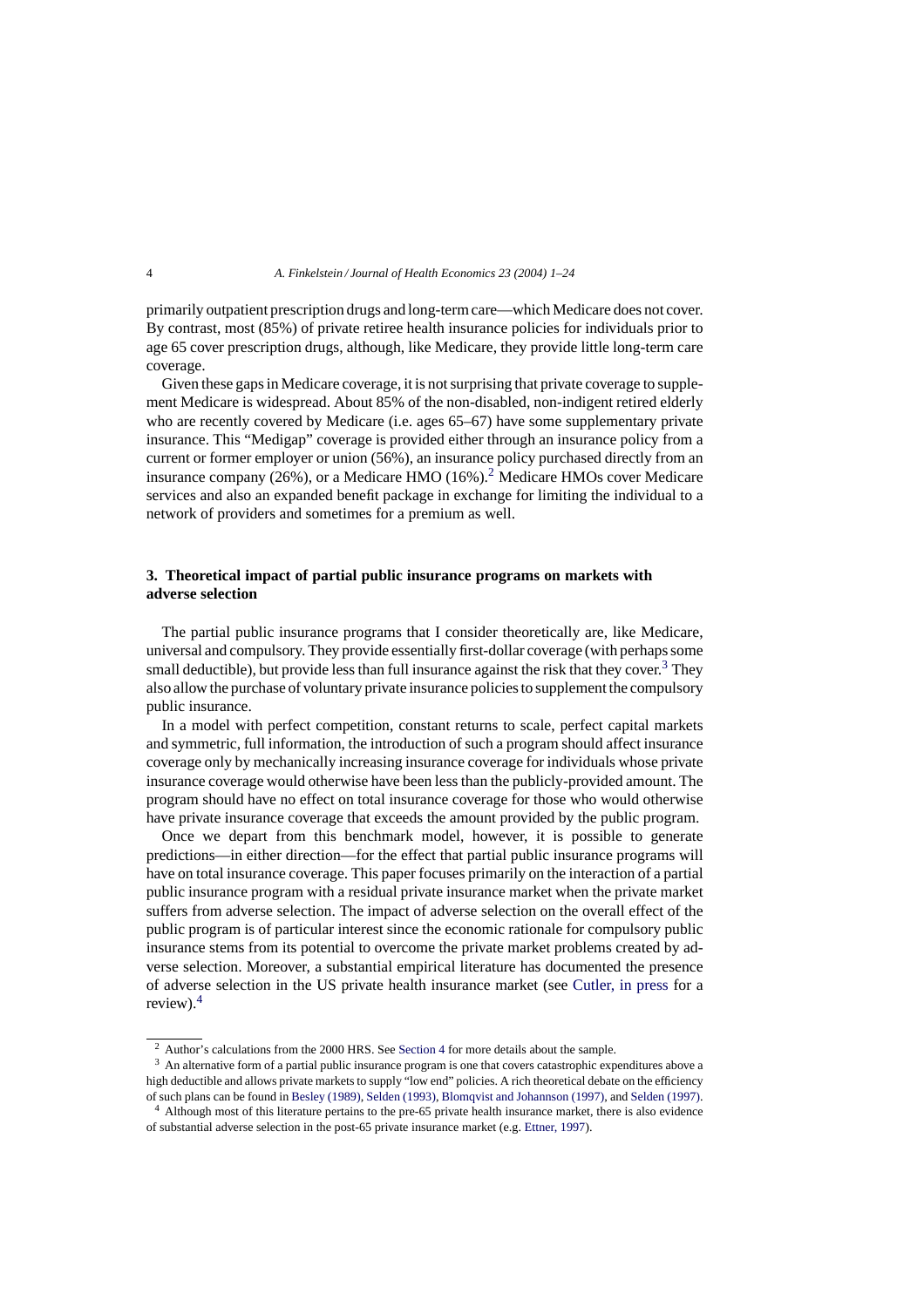primarily outpatient prescription drugs and long-term care—which Medicare does not cover. By contrast, most (85%) of private retiree health insurance policies for individuals prior to age 65 cover prescription drugs, although, like Medicare, they provide little long-term care coverage.

Given these gaps in Medicare coverage, it is not surprising that private coverage to supplement Medicare is widespread. About 85% of the non-disabled, non-indigent retired elderly who are recently covered by Medicare (i.e. ages 65–67) have some supplementary private insurance. This "Medigap" coverage is provided either through an insurance policy from a current or former employer or union (56%), an insurance policy purchased directly from an insurance company (26%), or a Medicare HMO (16%).[2] Medicare HMOs cover Medicare services and also an expanded benefit package in exchange for limiting the individual to a network of providers and sometimes for a premium as well.

## 3. Theoretical impact of partial public insurance programs on markets with adverse selection

The partial public insurance programs that I consider theoretically are, like Medicare, universal and compulsory. They provide essentially first-dollar coverage (with perhaps some small deductible), but provide less than full insurance against the risk that they cover.[3] They also allow the purchase of voluntary private insurance policies to supplement the compulsory public insurance.

In a model with perfect competition, constant returns to scale, perfect capital markets and symmetric, full information, the introduction of such a program should affect insurance coverage only by mechanically increasing insurance coverage for individuals whose private insurance coverage would otherwise have been less than the publicly-provided amount. The program should have no effect on total insurance coverage for those who would otherwise have private insurance coverage that exceeds the amount provided by the public program.

Once we depart from this benchmark model, however, it is possible to generate predictions—in either direction—for the effect that partial public insurance programs will have on total insurance coverage. This paper focuses primarily on the interaction of a partial public insurance program with a residual private insurance market when the private market suffers from adverse selection. The impact of adverse selection on the overall effect of the public program is of particular interest since the economic rationale for compulsory public insurance stems from its potential to overcome the private market problems created by adverse selection. Moreover, a substantial empirical literature has documented the presence of adverse selection in the US private health insurance market (see Cutler, in press for a review).[4]

---

[2] Author's calculations from the 2000 HRS. See Section 4 for more details about the sample.

[3] An alternative form of a partial public insurance program is one that covers catastrophic expenditures above a high deductible and allows private markets to supply "low end" policies. A rich theoretical debate on the efficiency of such plans can be found in Besley (1989), Selden (1993), Blomqvist and Johannson (1997), and Selden (1997).

[4] Although most of this literature pertains to the pre-65 private health insurance market, there is also evidence of substantial adverse selection in the post-65 private insurance market (e.g. Ettner, 1997).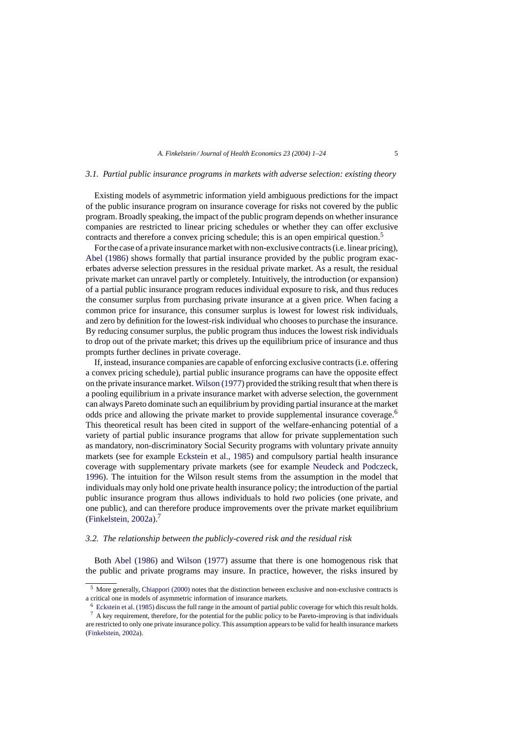### 3.1. *Partial public insurance programs in markets with adverse selection: existing theory*

Existing models of asymmetric information yield ambiguous predictions for the impact of the public insurance program on insurance coverage for risks not covered by the public program. Broadly speaking, the impact of the public program depends on whether insurance companies are restricted to linear pricing schedules or whether they can offer exclusive contracts and therefore a convex pricing schedule; this is an open empirical question.[5]

For the case of a private insurance market with non-exclusive contracts (i.e. linear pricing), Abel (1986) shows formally that partial insurance provided by the public program exacerbates adverse selection pressures in the residual private market. As a result, the residual private market can unravel partly or completely. Intuitively, the introduction (or expansion) of a partial public insurance program reduces individual exposure to risk, and thus reduces the consumer surplus from purchasing private insurance at a given price. When facing a common price for insurance, this consumer surplus is lowest for lowest risk individuals, and zero by definition for the lowest-risk individual who chooses to purchase the insurance. By reducing consumer surplus, the public program thus induces the lowest risk individuals to drop out of the private market; this drives up the equilibrium price of insurance and thus prompts further declines in private coverage.

If, instead, insurance companies are capable of enforcing exclusive contracts (i.e. offering a convex pricing schedule), partial public insurance programs can have the opposite effect on the private insurance market. Wilson (1977) provided the striking result that when there is a pooling equilibrium in a private insurance market with adverse selection, the government can always Pareto dominate such an equilibrium by providing partial insurance at the market odds price and allowing the private market to provide supplemental insurance coverage.[6] This theoretical result has been cited in support of the welfare-enhancing potential of a variety of partial public insurance programs that allow for private supplementation such as mandatory, non-discriminatory Social Security programs with voluntary private annuity markets (see for example Eckstein et al., 1985) and compulsory partial health insurance coverage with supplementary private markets (see for example Neudeck and Podczeck, 1996). The intuition for the Wilson result stems from the assumption in the model that individuals may only hold one private health insurance policy; the introduction of the partial public insurance program thus allows individuals to hold *two* policies (one private, and one public), and can therefore produce improvements over the private market equilibrium (Finkelstein, 2002a).[7]

### 3.2. *The relationship between the publicly-covered risk and the residual risk*

Both Abel (1986) and Wilson (1977) assume that there is one homogenous risk that the public and private programs may insure. In practice, however, the risks insured by

---

[5] More generally, Chiappori (2000) notes that the distinction between exclusive and non-exclusive contracts is a critical one in models of asymmetric information of insurance markets.

[6] Eckstein et al. (1985) discuss the full range in the amount of partial public coverage for which this result holds.

[7] A key requirement, therefore, for the potential for the public policy to be Pareto-improving is that individuals are restricted to only one private insurance policy. This assumption appears to be valid for health insurance markets (Finkelstein, 2002a).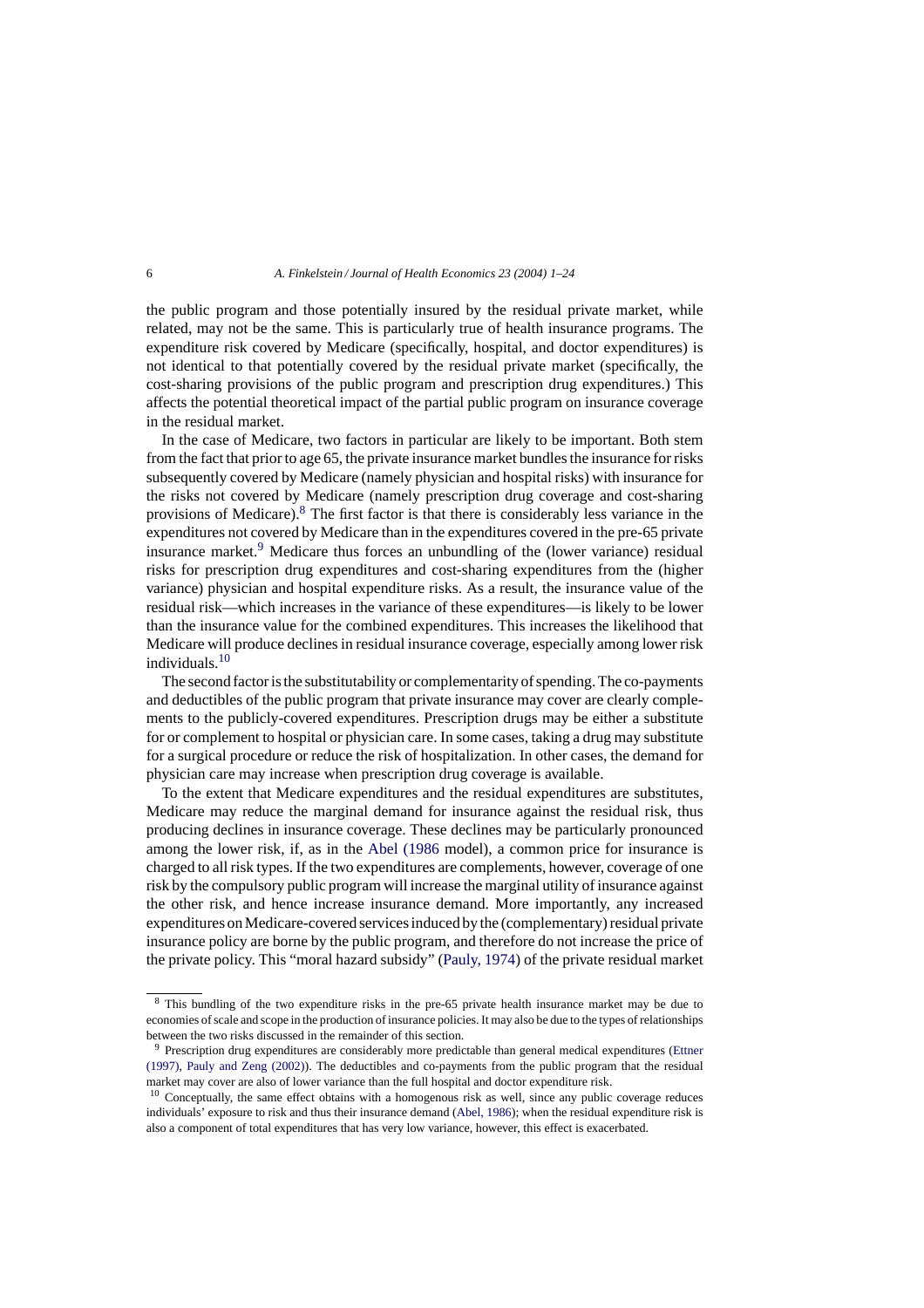the public program and those potentially insured by the residual private market, while related, may not be the same. This is particularly true of health insurance programs. The expenditure risk covered by Medicare (specifically, hospital, and doctor expenditures) is not identical to that potentially covered by the residual private market (specifically, the cost-sharing provisions of the public program and prescription drug expenditures.) This affects the potential theoretical impact of the partial public program on insurance coverage in the residual market.

In the case of Medicare, two factors in particular are likely to be important. Both stem from the fact that prior to age 65, the private insurance market bundles the insurance for risks subsequently covered by Medicare (namely physician and hospital risks) with insurance for the risks not covered by Medicare (namely prescription drug coverage and cost-sharing provisions of Medicare).[8] The first factor is that there is considerably less variance in the expenditures not covered by Medicare than in the expenditures covered in the pre-65 private insurance market.[9] Medicare thus forces an unbundling of the (lower variance) residual risks for prescription drug expenditures and cost-sharing expenditures from the (higher variance) physician and hospital expenditure risks. As a result, the insurance value of the residual risk—which increases in the variance of these expenditures—is likely to be lower than the insurance value for the combined expenditures. This increases the likelihood that Medicare will produce declines in residual insurance coverage, especially among lower risk individuals.[10]

The second factor is the substitutability or complementarity of spending. The co-payments and deductibles of the public program that private insurance may cover are clearly complements to the publicly-covered expenditures. Prescription drugs may be either a substitute for or complement to hospital or physician care. In some cases, taking a drug may substitute for a surgical procedure or reduce the risk of hospitalization. In other cases, the demand for physician care may increase when prescription drug coverage is available.

To the extent that Medicare expenditures and the residual expenditures are substitutes, Medicare may reduce the marginal demand for insurance against the residual risk, thus producing declines in insurance coverage. These declines may be particularly pronounced among the lower risk, if, as in the Abel (1986 model), a common price for insurance is charged to all risk types. If the two expenditures are complements, however, coverage of one risk by the compulsory public program will increase the marginal utility of insurance against the other risk, and hence increase insurance demand. More importantly, any increased expenditures on Medicare-covered services induced by the (complementary) residual private insurance policy are borne by the public program, and therefore do not increase the price of the private policy. This "moral hazard subsidy" (Pauly, 1974) of the private residual market

[8] This bundling of the two expenditure risks in the pre-65 private health insurance market may be due to economies of scale and scope in the production of insurance policies. It may also be due to the types of relationships between the two risks discussed in the remainder of this section.

[9] Prescription drug expenditures are considerably more predictable than general medical expenditures (Ettner (1997), Pauly and Zeng (2002)). The deductibles and co-payments from the public program that the residual market may cover are also of lower variance than the full hospital and doctor expenditure risk.

[10] Conceptually, the same effect obtains with a homogenous risk as well, since any public coverage reduces individuals' exposure to risk and thus their insurance demand (Abel, 1986); when the residual expenditure risk is also a component of total expenditures that has very low variance, however, this effect is exacerbated.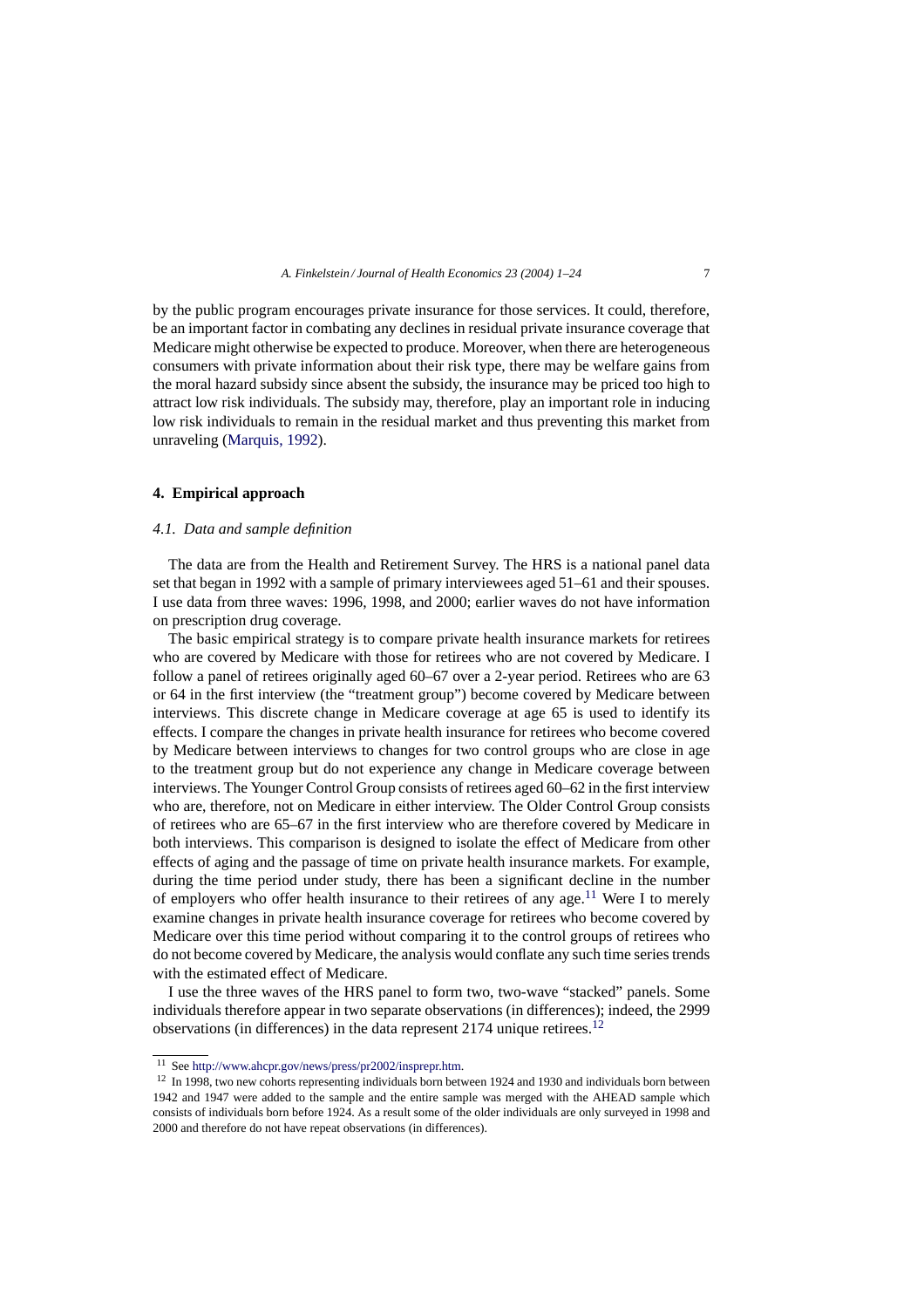by the public program encourages private insurance for those services. It could, therefore, be an important factor in combating any declines in residual private insurance coverage that Medicare might otherwise be expected to produce. Moreover, when there are heterogeneous consumers with private information about their risk type, there may be welfare gains from the moral hazard subsidy since absent the subsidy, the insurance may be priced too high to attract low risk individuals. The subsidy may, therefore, play an important role in inducing low risk individuals to remain in the residual market and thus preventing this market from unraveling (Marquis, 1992).

## 4. Empirical approach

### *4.1. Data and sample definition*

The data are from the Health and Retirement Survey. The HRS is a national panel data set that began in 1992 with a sample of primary interviewees aged 51–61 and their spouses. I use data from three waves: 1996, 1998, and 2000; earlier waves do not have information on prescription drug coverage.

The basic empirical strategy is to compare private health insurance markets for retirees who are covered by Medicare with those for retirees who are not covered by Medicare. I follow a panel of retirees originally aged 60–67 over a 2-year period. Retirees who are 63 or 64 in the first interview (the "treatment group") become covered by Medicare between interviews. This discrete change in Medicare coverage at age 65 is used to identify its effects. I compare the changes in private health insurance for retirees who become covered by Medicare between interviews to changes for two control groups who are close in age to the treatment group but do not experience any change in Medicare coverage between interviews. The Younger Control Group consists of retirees aged 60–62 in the first interview who are, therefore, not on Medicare in either interview. The Older Control Group consists of retirees who are 65–67 in the first interview who are therefore covered by Medicare in both interviews. This comparison is designed to isolate the effect of Medicare from other effects of aging and the passage of time on private health insurance markets. For example, during the time period under study, there has been a significant decline in the number of employers who offer health insurance to their retirees of any age.[11] Were I to merely examine changes in private health insurance coverage for retirees who become covered by Medicare over this time period without comparing it to the control groups of retirees who do not become covered by Medicare, the analysis would conflate any such time series trends with the estimated effect of Medicare.

I use the three waves of the HRS panel to form two, two-wave "stacked" panels. Some individuals therefore appear in two separate observations (in differences); indeed, the 2999 observations (in differences) in the data represent 2174 unique retirees.[12]

---

[11] See http://www.ahcpr.gov/news/press/pr2002/insprepr.htm.

[12] In 1998, two new cohorts representing individuals born between 1924 and 1930 and individuals born between 1942 and 1947 were added to the sample and the entire sample was merged with the AHEAD sample which consists of individuals born before 1924. As a result some of the older individuals are only surveyed in 1998 and 2000 and therefore do not have repeat observations (in differences).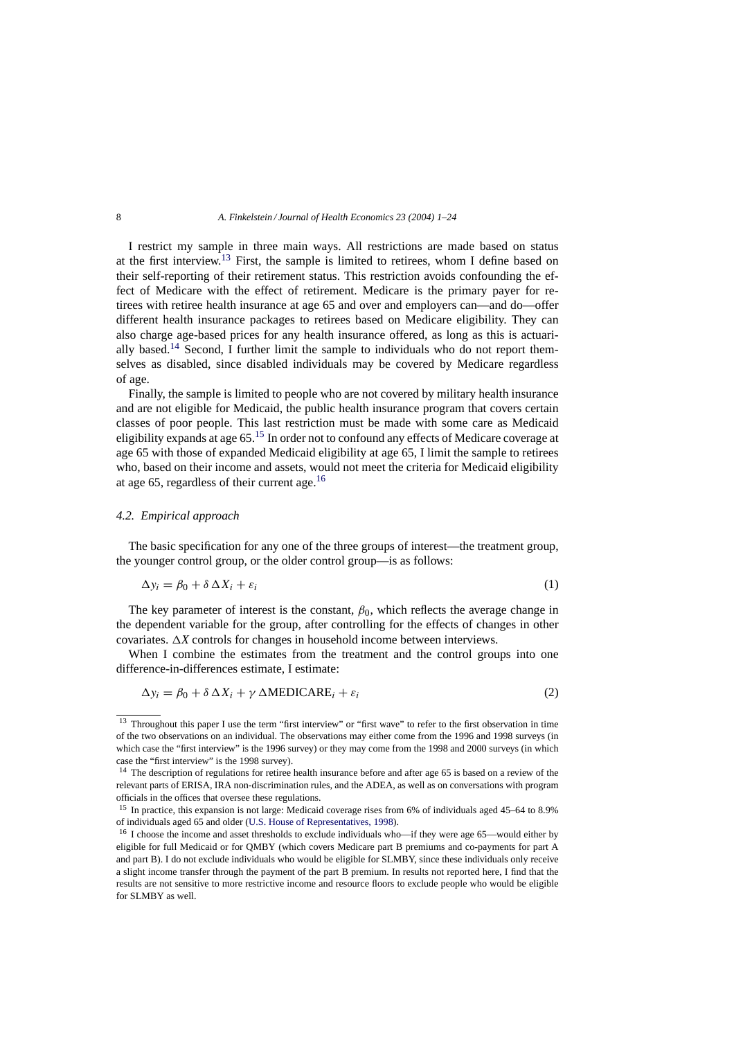I restrict my sample in three main ways. All restrictions are made based on status at the first interview.[13] First, the sample is limited to retirees, whom I define based on their self-reporting of their retirement status. This restriction avoids confounding the effect of Medicare with the effect of retirement. Medicare is the primary payer for retirees with retiree health insurance at age 65 and over and employers can—and do—offer different health insurance packages to retirees based on Medicare eligibility. They can also charge age-based prices for any health insurance offered, as long as this is actuarially based.[14] Second, I further limit the sample to individuals who do not report themselves as disabled, since disabled individuals may be covered by Medicare regardless of age.

Finally, the sample is limited to people who are not covered by military health insurance and are not eligible for Medicaid, the public health insurance program that covers certain classes of poor people. This last restriction must be made with some care as Medicaid eligibility expands at age 65.[15] In order not to confound any effects of Medicare coverage at age 65 with those of expanded Medicaid eligibility at age 65, I limit the sample to retirees who, based on their income and assets, would not meet the criteria for Medicaid eligibility at age 65, regardless of their current age.[16]

### *4.2. Empirical approach*

The basic specification for any one of the three groups of interest—the treatment group, the younger control group, or the older control group—is as follows:

$$\Delta y_i = \beta_0 + \delta \, \Delta X_i + \varepsilon_i \tag{1}$$

The key parameter of interest is the constant, $\beta_0$, which reflects the average change in the dependent variable for the group, after controlling for the effects of changes in other covariates. $\Delta X$ controls for changes in household income between interviews.

When I combine the estimates from the treatment and the control groups into one difference-in-differences estimate, I estimate:

$$\Delta y_i = \beta_0 + \delta \, \Delta X_i + \gamma \, \Delta \mathrm{MEDICARE}_i + \varepsilon_i \tag{2}$$

---

[13] Throughout this paper I use the term "first interview" or "first wave" to refer to the first observation in time of the two observations on an individual. The observations may either come from the 1996 and 1998 surveys (in which case the "first interview" is the 1996 survey) or they may come from the 1998 and 2000 surveys (in which case the "first interview" is the 1998 survey).

[14] The description of regulations for retiree health insurance before and after age 65 is based on a review of the relevant parts of ERISA, IRA non-discrimination rules, and the ADEA, as well as on conversations with program officials in the offices that oversee these regulations.

[15] In practice, this expansion is not large: Medicaid coverage rises from 6% of individuals aged 45–64 to 8.9% of individuals aged 65 and older (U.S. House of Representatives, 1998).

[16] I choose the income and asset thresholds to exclude individuals who—if they were age 65—would either by eligible for full Medicaid or for QMBY (which covers Medicare part B premiums and co-payments for part A and part B). I do not exclude individuals who would be eligible for SLMBY, since these individuals only receive a slight income transfer through the payment of the part B premium. In results not reported here, I find that the results are not sensitive to more restrictive income and resource floors to exclude people who would be eligible for SLMBY as well.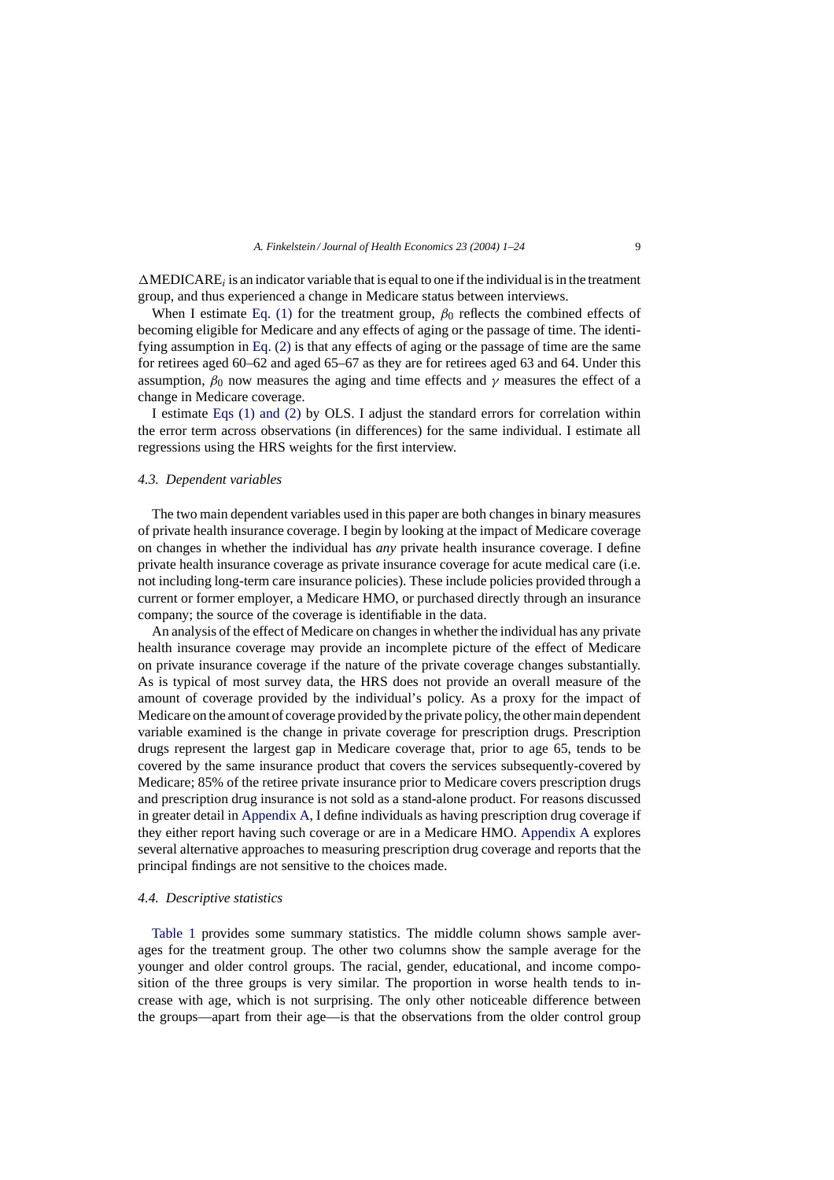$\Delta\text{MEDICARE}_i$ is an indicator variable that is equal to one if the individual is in the treatment group, and thus experienced a change in Medicare status between interviews.

When I estimate Eq. (1) for the treatment group, $\beta_0$ reflects the combined effects of becoming eligible for Medicare and any effects of aging or the passage of time. The identifying assumption in Eq. (2) is that any effects of aging or the passage of time are the same for retirees aged 60–62 and aged 65–67 as they are for retirees aged 63 and 64. Under this assumption, $\beta_0$ now measures the aging and time effects and $\gamma$ measures the effect of a change in Medicare coverage.

I estimate Eqs (1) and (2) by OLS. I adjust the standard errors for correlation within the error term across observations (in differences) for the same individual. I estimate all regressions using the HRS weights for the first interview.

### 4.3. Dependent variables

The two main dependent variables used in this paper are both changes in binary measures of private health insurance coverage. I begin by looking at the impact of Medicare coverage on changes in whether the individual has *any* private health insurance coverage. I define private health insurance coverage as private insurance coverage for acute medical care (i.e. not including long-term care insurance policies). These include policies provided through a current or former employer, a Medicare HMO, or purchased directly through an insurance company; the source of the coverage is identifiable in the data.

An analysis of the effect of Medicare on changes in whether the individual has any private health insurance coverage may provide an incomplete picture of the effect of Medicare on private insurance coverage if the nature of the private coverage changes substantially. As is typical of most survey data, the HRS does not provide an overall measure of the amount of coverage provided by the individual's policy. As a proxy for the impact of Medicare on the amount of coverage provided by the private policy, the other main dependent variable examined is the change in private coverage for prescription drugs. Prescription drugs represent the largest gap in Medicare coverage that, prior to age 65, tends to be covered by the same insurance product that covers the services subsequently-covered by Medicare; 85% of the retiree private insurance prior to Medicare covers prescription drugs and prescription drug insurance is not sold as a stand-alone product. For reasons discussed in greater detail in Appendix A, I define individuals as having prescription drug coverage if they either report having such coverage or are in a Medicare HMO. Appendix A explores several alternative approaches to measuring prescription drug coverage and reports that the principal findings are not sensitive to the choices made.

### 4.4. Descriptive statistics

Table 1 provides some summary statistics. The middle column shows sample averages for the treatment group. The other two columns show the sample average for the younger and older control groups. The racial, gender, educational, and income composition of the three groups is very similar. The proportion in worse health tends to increase with age, which is not surprising. The only other noticeable difference between the groups—apart from their age—is that the observations from the older control group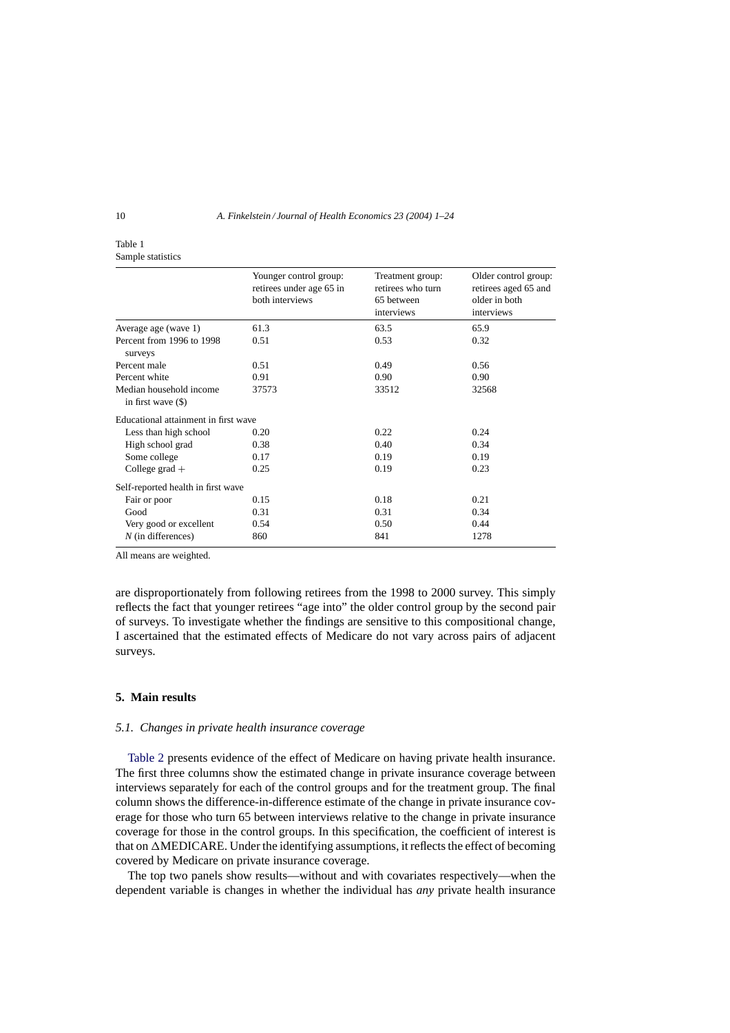Table 1
Sample statistics

| | Younger control group: retirees under age 65 in both interviews | Treatment group: retirees who turn 65 between interviews | Older control group: retirees aged 65 and older in both interviews |
|---|---|---|---|
| Average age (wave 1) | 61.3 | 63.5 | 65.9 |
| Percent from 1996 to 1998 surveys | 0.51 | 0.53 | 0.32 |
| Percent male | 0.51 | 0.49 | 0.56 |
| Percent white | 0.91 | 0.90 | 0.90 |
| Median household income in first wave ($) | 37573 | 33512 | 32568 |
| Educational attainment in first wave | | | |
| Less than high school | 0.20 | 0.22 | 0.24 |
| High school grad | 0.38 | 0.40 | 0.34 |
| Some college | 0.17 | 0.19 | 0.19 |
| College grad + | 0.25 | 0.19 | 0.23 |
| Self-reported health in first wave | | | |
| Fair or poor | 0.15 | 0.18 | 0.21 |
| Good | 0.31 | 0.31 | 0.34 |
| Very good or excellent | 0.54 | 0.50 | 0.44 |
| *N* (in differences) | 860 | 841 | 1278 |

All means are weighted.

are disproportionately from following retirees from the 1998 to 2000 survey. This simply reflects the fact that younger retirees "age into" the older control group by the second pair of surveys. To investigate whether the findings are sensitive to this compositional change, I ascertained that the estimated effects of Medicare do not vary across pairs of adjacent surveys.

## 5. Main results

### 5.1. Changes in private health insurance coverage

Table 2 presents evidence of the effect of Medicare on having private health insurance. The first three columns show the estimated change in private insurance coverage between interviews separately for each of the control groups and for the treatment group. The final column shows the difference-in-difference estimate of the change in private insurance coverage for those who turn 65 between interviews relative to the change in private insurance coverage for those in the control groups. In this specification, the coefficient of interest is that on $\Delta$MEDICARE. Under the identifying assumptions, it reflects the effect of becoming covered by Medicare on private insurance coverage.

The top two panels show results—without and with covariates respectively—when the dependent variable is changes in whether the individual has *any* private health insurance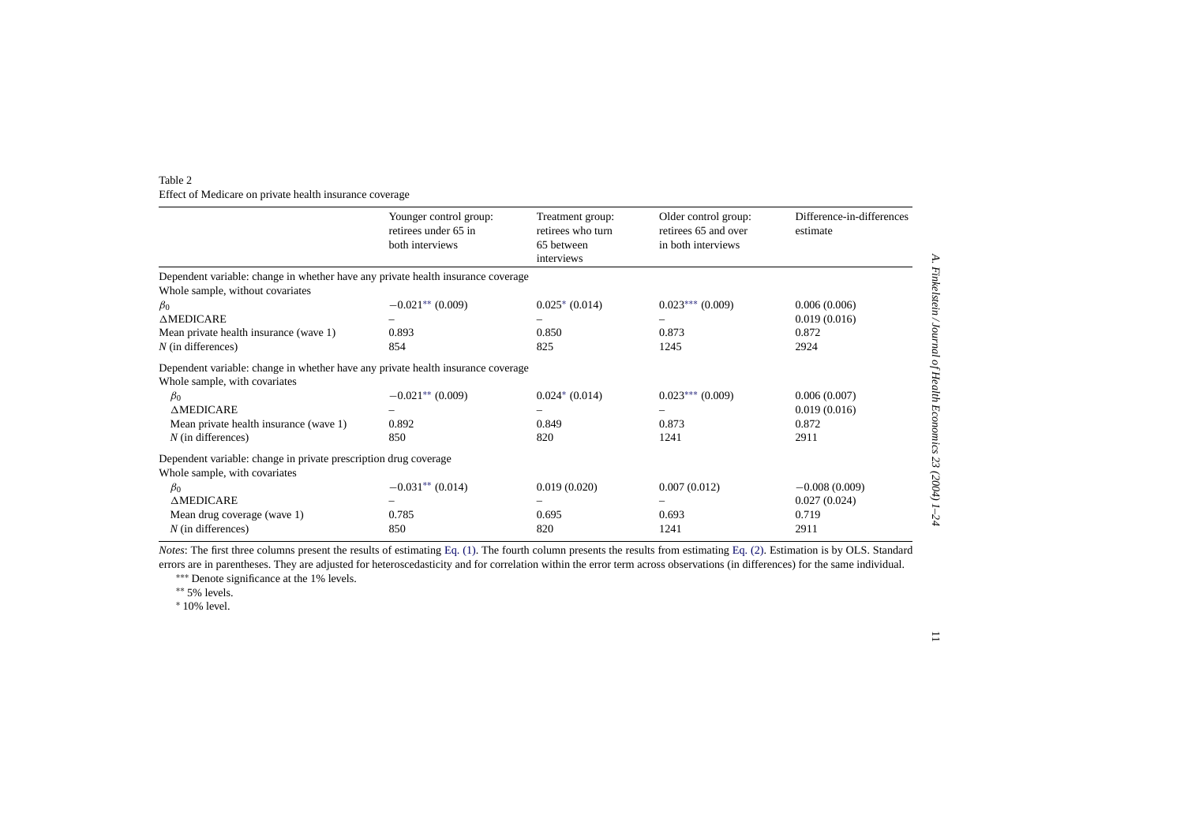Table 2
Effect of Medicare on private health insurance coverage

| | Younger control group: retirees under 65 in both interviews | Treatment group: retirees who turn 65 between interviews | Older control group: retirees 65 and over in both interviews | Difference-in-differences estimate |
|---|---|---|---|---|
| Dependent variable: change in whether have any private health insurance coverage | | | | |
| Whole sample, without covariates | | | | |
| $\beta_0$ | −0.021** (0.009) | 0.025* (0.014) | 0.023*** (0.009) | 0.006 (0.006) |
| ΔMEDICARE | – | – | – | 0.019 (0.016) |
| Mean private health insurance (wave 1) | 0.893 | 0.850 | 0.873 | 0.872 |
| *N* (in differences) | 854 | 825 | 1245 | 2924 |
| Dependent variable: change in whether have any private health insurance coverage | | | | |
| Whole sample, with covariates | | | | |
| $\beta_0$ | −0.021** (0.009) | 0.024* (0.014) | 0.023*** (0.009) | 0.006 (0.007) |
| ΔMEDICARE | – | – | – | 0.019 (0.016) |
| Mean private health insurance (wave 1) | 0.892 | 0.849 | 0.873 | 0.872 |
| *N* (in differences) | 850 | 820 | 1241 | 2911 |
| Dependent variable: change in private prescription drug coverage | | | | |
| Whole sample, with covariates | | | | |
| $\beta_0$ | −0.031** (0.014) | 0.019 (0.020) | 0.007 (0.012) | −0.008 (0.009) |
| ΔMEDICARE | – | – | – | 0.027 (0.024) |
| Mean drug coverage (wave 1) | 0.785 | 0.695 | 0.693 | 0.719 |
| *N* (in differences) | 850 | 820 | 1241 | 2911 |

*Notes*: The first three columns present the results of estimating Eq. (1). The fourth column presents the results from estimating Eq. (2). Estimation is by OLS. Standard errors are in parentheses. They are adjusted for heteroscedasticity and for correlation within the error term across observations (in differences) for the same individual.

*** Denote significance at the 1% levels.

** 5% levels.

* 10% level.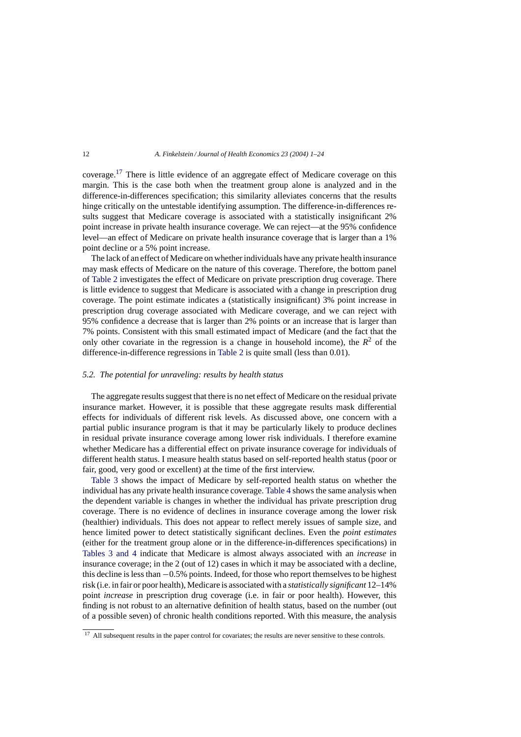coverage.[17] There is little evidence of an aggregate effect of Medicare coverage on this margin. This is the case both when the treatment group alone is analyzed and in the difference-in-differences specification; this similarity alleviates concerns that the results hinge critically on the untestable identifying assumption. The difference-in-differences results suggest that Medicare coverage is associated with a statistically insignificant 2% point increase in private health insurance coverage. We can reject—at the 95% confidence level—an effect of Medicare on private health insurance coverage that is larger than a 1% point decline or a 5% point increase.

The lack of an effect of Medicare on whether individuals have any private health insurance may mask effects of Medicare on the nature of this coverage. Therefore, the bottom panel of Table 2 investigates the effect of Medicare on private prescription drug coverage. There is little evidence to suggest that Medicare is associated with a change in prescription drug coverage. The point estimate indicates a (statistically insignificant) 3% point increase in prescription drug coverage associated with Medicare coverage, and we can reject with 95% confidence a decrease that is larger than 2% points or an increase that is larger than 7% points. Consistent with this small estimated impact of Medicare (and the fact that the only other covariate in the regression is a change in household income), the $R^2$ of the difference-in-difference regressions in Table 2 is quite small (less than 0.01).

### *5.2. The potential for unraveling: results by health status*

The aggregate results suggest that there is no net effect of Medicare on the residual private insurance market. However, it is possible that these aggregate results mask differential effects for individuals of different risk levels. As discussed above, one concern with a partial public insurance program is that it may be particularly likely to produce declines in residual private insurance coverage among lower risk individuals. I therefore examine whether Medicare has a differential effect on private insurance coverage for individuals of different health status. I measure health status based on self-reported health status (poor or fair, good, very good or excellent) at the time of the first interview.

Table 3 shows the impact of Medicare by self-reported health status on whether the individual has any private health insurance coverage. Table 4 shows the same analysis when the dependent variable is changes in whether the individual has private prescription drug coverage. There is no evidence of declines in insurance coverage among the lower risk (healthier) individuals. This does not appear to reflect merely issues of sample size, and hence limited power to detect statistically significant declines. Even the *point estimates* (either for the treatment group alone or in the difference-in-differences specifications) in Tables 3 and 4 indicate that Medicare is almost always associated with an *increase* in insurance coverage; in the 2 (out of 12) cases in which it may be associated with a decline, this decline is less than −0.5% points. Indeed, for those who report themselves to be highest risk (i.e. in fair or poor health), Medicare is associated with a *statistically significant* 12–14% point *increase* in prescription drug coverage (i.e. in fair or poor health). However, this finding is not robust to an alternative definition of health status, based on the number (out of a possible seven) of chronic health conditions reported. With this measure, the analysis

[17] All subsequent results in the paper control for covariates; the results are never sensitive to these controls.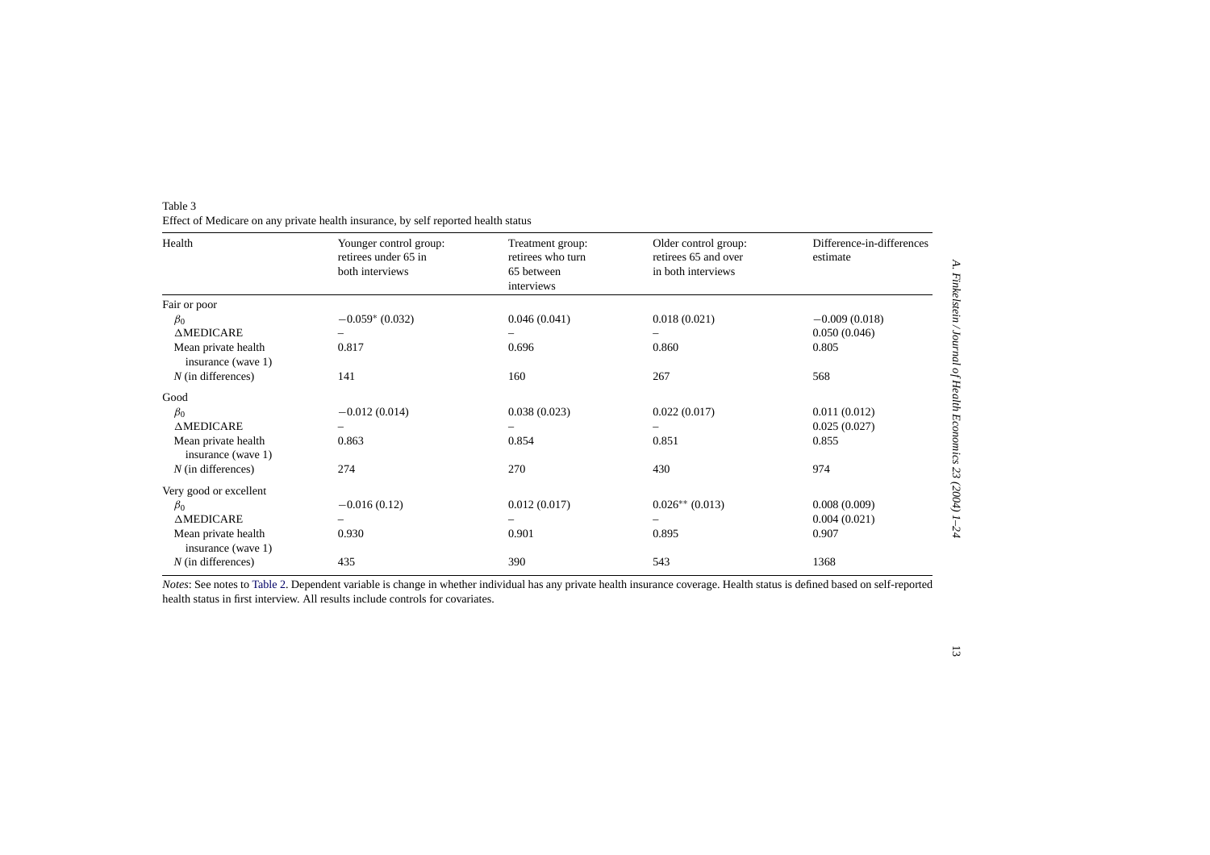Table 3
Effect of Medicare on any private health insurance, by self reported health status

| Health | Younger control group: retirees under 65 in both interviews | Treatment group: retirees who turn 65 between interviews | Older control group: retirees 65 and over in both interviews | Difference-in-differences estimate |
|---|---|---|---|---|
| Fair or poor | | | | |
| $\beta_0$ | −0.059* (0.032) | 0.046 (0.041) | 0.018 (0.021) | −0.009 (0.018) |
| ΔMEDICARE | – | – | – | 0.050 (0.046) |
| Mean private health insurance (wave 1) | 0.817 | 0.696 | 0.860 | 0.805 |
| $N$ (in differences) | 141 | 160 | 267 | 568 |
| Good | | | | |
| $\beta_0$ | −0.012 (0.014) | 0.038 (0.023) | 0.022 (0.017) | 0.011 (0.012) |
| ΔMEDICARE | – | – | – | 0.025 (0.027) |
| Mean private health insurance (wave 1) | 0.863 | 0.854 | 0.851 | 0.855 |
| $N$ (in differences) | 274 | 270 | 430 | 974 |
| Very good or excellent | | | | |
| $\beta_0$ | −0.016 (0.12) | 0.012 (0.017) | 0.026** (0.013) | 0.008 (0.009) |
| ΔMEDICARE | – | – | – | 0.004 (0.021) |
| Mean private health insurance (wave 1) | 0.930 | 0.901 | 0.895 | 0.907 |
| $N$ (in differences) | 435 | 390 | 543 | 1368 |

*Notes*: See notes to Table 2. Dependent variable is change in whether individual has any private health insurance coverage. Health status is defined based on self-reported health status in first interview. All results include controls for covariates.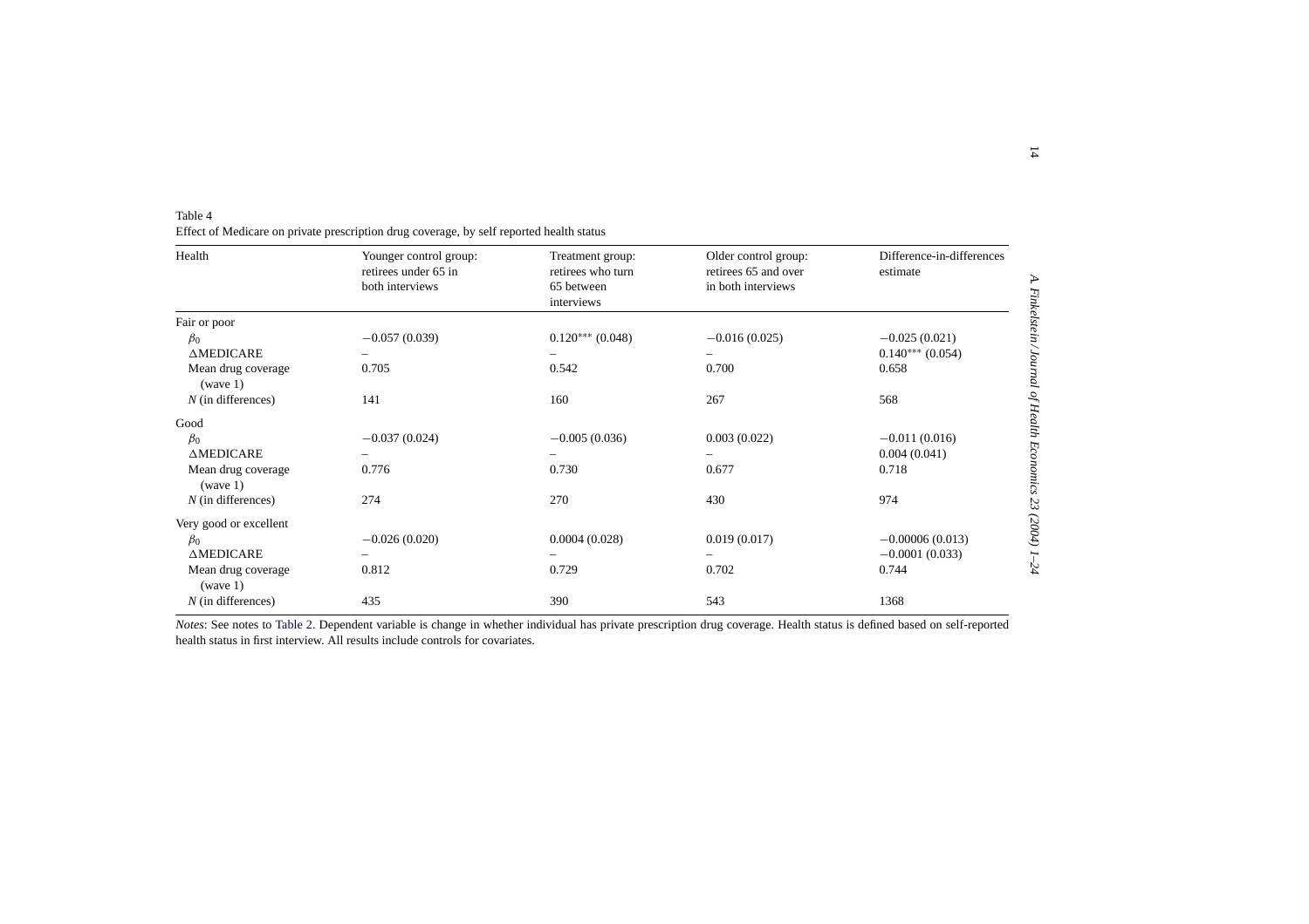Table 4
Effect of Medicare on private prescription drug coverage, by self reported health status

| Health | Younger control group: retirees under 65 in both interviews | Treatment group: retirees who turn 65 between interviews | Older control group: retirees 65 and over in both interviews | Difference-in-differences estimate |
|---|---|---|---|---|
| Fair or poor | | | | |
| $\beta_0$ | −0.057 (0.039) | 0.120*** (0.048) | −0.016 (0.025) | −0.025 (0.021) |
| ΔMEDICARE | – | – | – | 0.140*** (0.054) |
| Mean drug coverage (wave 1) | 0.705 | 0.542 | 0.700 | 0.658 |
| $N$ (in differences) | 141 | 160 | 267 | 568 |
| Good | | | | |
| $\beta_0$ | −0.037 (0.024) | −0.005 (0.036) | 0.003 (0.022) | −0.011 (0.016) |
| ΔMEDICARE | – | – | – | 0.004 (0.041) |
| Mean drug coverage (wave 1) | 0.776 | 0.730 | 0.677 | 0.718 |
| $N$ (in differences) | 274 | 270 | 430 | 974 |
| Very good or excellent | | | | |
| $\beta_0$ | −0.026 (0.020) | 0.0004 (0.028) | 0.019 (0.017) | −0.00006 (0.013) |
| ΔMEDICARE | – | – | – | −0.0001 (0.033) |
| Mean drug coverage (wave 1) | 0.812 | 0.729 | 0.702 | 0.744 |
| $N$ (in differences) | 435 | 390 | 543 | 1368 |

*Notes*: See notes to Table 2. Dependent variable is change in whether individual has private prescription drug coverage. Health status is defined based on self-reported health status in first interview. All results include controls for covariates.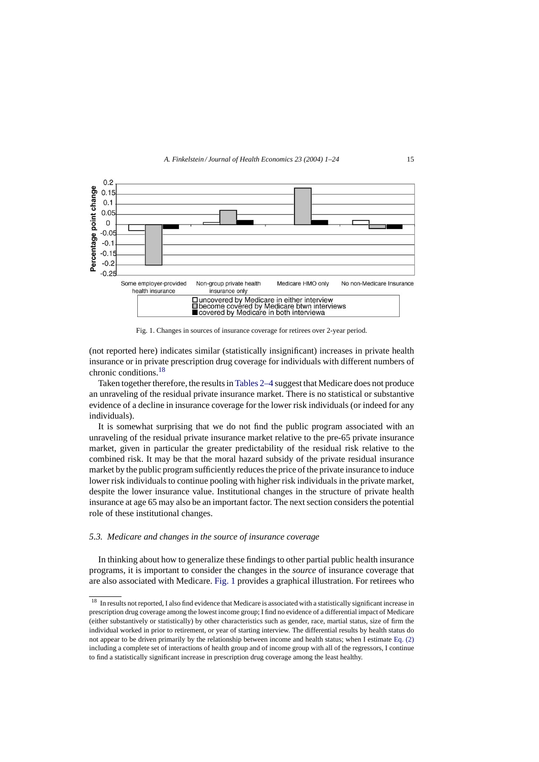Fig. 1. Changes in sources of insurance coverage for retirees over 2-year period.

(not reported here) indicates similar (statistically insignificant) increases in private health insurance or in private prescription drug coverage for individuals with different numbers of chronic conditions.[18]

Taken together therefore, the results in Tables 2–4 suggest that Medicare does not produce an unraveling of the residual private insurance market. There is no statistical or substantive evidence of a decline in insurance coverage for the lower risk individuals (or indeed for any individuals).

It is somewhat surprising that we do not find the public program associated with an unraveling of the residual private insurance market relative to the pre-65 private insurance market, given in particular the greater predictability of the residual risk relative to the combined risk. It may be that the moral hazard subsidy of the private residual insurance market by the public program sufficiently reduces the price of the private insurance to induce lower risk individuals to continue pooling with higher risk individuals in the private market, despite the lower insurance value. Institutional changes in the structure of private health insurance at age 65 may also be an important factor. The next section considers the potential role of these institutional changes.

### 5.3. *Medicare and changes in the source of insurance coverage*

In thinking about how to generalize these findings to other partial public health insurance programs, it is important to consider the changes in the *source* of insurance coverage that are also associated with Medicare. Fig. 1 provides a graphical illustration. For retirees who

[18] In results not reported, I also find evidence that Medicare is associated with a statistically significant increase in prescription drug coverage among the lowest income group; I find no evidence of a differential impact of Medicare (either substantively or statistically) by other characteristics such as gender, race, martial status, size of firm the individual worked in prior to retirement, or year of starting interview. The differential results by health status do not appear to be driven primarily by the relationship between income and health status; when I estimate Eq. (2) including a complete set of interactions of health group and of income group with all of the regressors, I continue to find a statistically significant increase in prescription drug coverage among the least healthy.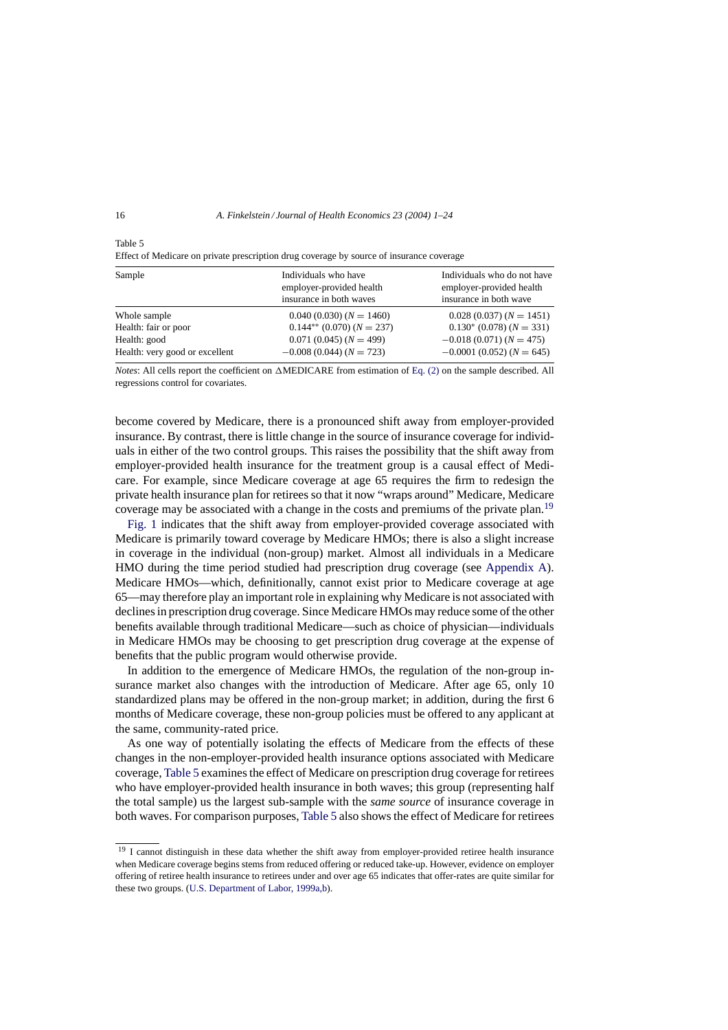Table 5
Effect of Medicare on private prescription drug coverage by source of insurance coverage

| Sample | Individuals who have employer-provided health insurance in both waves | Individuals who do not have employer-provided health insurance in both wave |
|---|---|---|
| Whole sample | 0.040 (0.030) ($N = 1460$) | 0.028 (0.037) ($N = 1451$) |
| Health: fair or poor | 0.144** (0.070) ($N = 237$) | 0.130* (0.078) ($N = 331$) |
| Health: good | 0.071 (0.045) ($N = 499$) | −0.018 (0.071) ($N = 475$) |
| Health: very good or excellent | −0.008 (0.044) ($N = 723$) | −0.0001 (0.052) ($N = 645$) |

*Notes*: All cells report the coefficient on ΔMEDICARE from estimation of Eq. (2) on the sample described. All regressions control for covariates.

become covered by Medicare, there is a pronounced shift away from employer-provided insurance. By contrast, there is little change in the source of insurance coverage for individuals in either of the two control groups. This raises the possibility that the shift away from employer-provided health insurance for the treatment group is a causal effect of Medicare. For example, since Medicare coverage at age 65 requires the firm to redesign the private health insurance plan for retirees so that it now "wraps around" Medicare, Medicare coverage may be associated with a change in the costs and premiums of the private plan.[19]

Fig. 1 indicates that the shift away from employer-provided coverage associated with Medicare is primarily toward coverage by Medicare HMOs; there is also a slight increase in coverage in the individual (non-group) market. Almost all individuals in a Medicare HMO during the time period studied had prescription drug coverage (see Appendix A). Medicare HMOs—which, definitionally, cannot exist prior to Medicare coverage at age 65—may therefore play an important role in explaining why Medicare is not associated with declines in prescription drug coverage. Since Medicare HMOs may reduce some of the other benefits available through traditional Medicare—such as choice of physician—individuals in Medicare HMOs may be choosing to get prescription drug coverage at the expense of benefits that the public program would otherwise provide.

In addition to the emergence of Medicare HMOs, the regulation of the non-group insurance market also changes with the introduction of Medicare. After age 65, only 10 standardized plans may be offered in the non-group market; in addition, during the first 6 months of Medicare coverage, these non-group policies must be offered to any applicant at the same, community-rated price.

As one way of potentially isolating the effects of Medicare from the effects of these changes in the non-employer-provided health insurance options associated with Medicare coverage, Table 5 examines the effect of Medicare on prescription drug coverage for retirees who have employer-provided health insurance in both waves; this group (representing half the total sample) us the largest sub-sample with the *same source* of insurance coverage in both waves. For comparison purposes, Table 5 also shows the effect of Medicare for retirees

[19] I cannot distinguish in these data whether the shift away from employer-provided retiree health insurance when Medicare coverage begins stems from reduced offering or reduced take-up. However, evidence on employer offering of retiree health insurance to retirees under and over age 65 indicates that offer-rates are quite similar for these two groups. (U.S. Department of Labor, 1999a,b).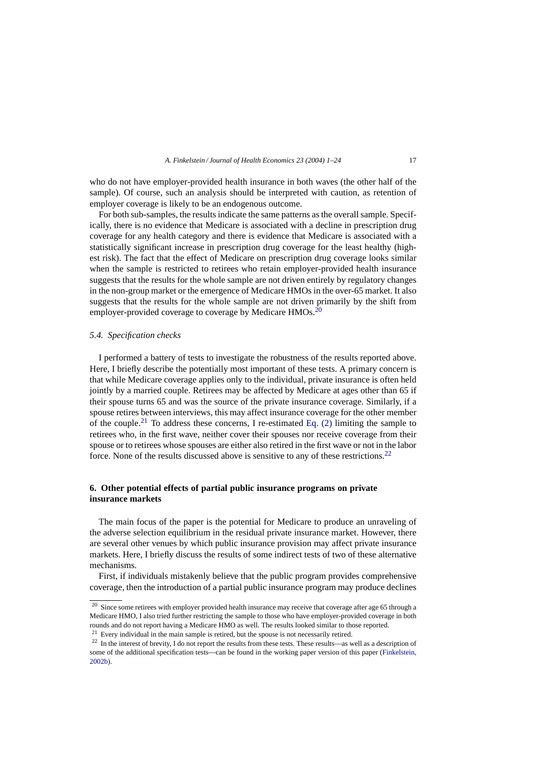who do not have employer-provided health insurance in both waves (the other half of the sample). Of course, such an analysis should be interpreted with caution, as retention of employer coverage is likely to be an endogenous outcome.

For both sub-samples, the results indicate the same patterns as the overall sample. Specifically, there is no evidence that Medicare is associated with a decline in prescription drug coverage for any health category and there is evidence that Medicare is associated with a statistically significant increase in prescription drug coverage for the least healthy (highest risk). The fact that the effect of Medicare on prescription drug coverage looks similar when the sample is restricted to retirees who retain employer-provided health insurance suggests that the results for the whole sample are not driven entirely by regulatory changes in the non-group market or the emergence of Medicare HMOs in the over-65 market. It also suggests that the results for the whole sample are not driven primarily by the shift from employer-provided coverage to coverage by Medicare HMOs.[20]

### 5.4. Specification checks

I performed a battery of tests to investigate the robustness of the results reported above. Here, I briefly describe the potentially most important of these tests. A primary concern is that while Medicare coverage applies only to the individual, private insurance is often held jointly by a married couple. Retirees may be affected by Medicare at ages other than 65 if their spouse turns 65 and was the source of the private insurance coverage. Similarly, if a spouse retires between interviews, this may affect insurance coverage for the other member of the couple.[21] To address these concerns, I re-estimated Eq. (2) limiting the sample to retirees who, in the first wave, neither cover their spouses nor receive coverage from their spouse or to retirees whose spouses are either also retired in the first wave or not in the labor force. None of the results discussed above is sensitive to any of these restrictions.[22]

## 6. Other potential effects of partial public insurance programs on private insurance markets

The main focus of the paper is the potential for Medicare to produce an unraveling of the adverse selection equilibrium in the residual private insurance market. However, there are several other venues by which public insurance provision may affect private insurance markets. Here, I briefly discuss the results of some indirect tests of two of these alternative mechanisms.

First, if individuals mistakenly believe that the public program provides comprehensive coverage, then the introduction of a partial public insurance program may produce declines

---

[20] Since some retirees with employer provided health insurance may receive that coverage after age 65 through a Medicare HMO, I also tried further restricting the sample to those who have employer-provided coverage in both rounds and do not report having a Medicare HMO as well. The results looked similar to those reported.

[21] Every individual in the main sample is retired, but the spouse is not necessarily retired.

[22] In the interest of brevity, I do not report the results from these tests. These results—as well as a description of some of the additional specification tests—can be found in the working paper version of this paper (Finkelstein, 2002b).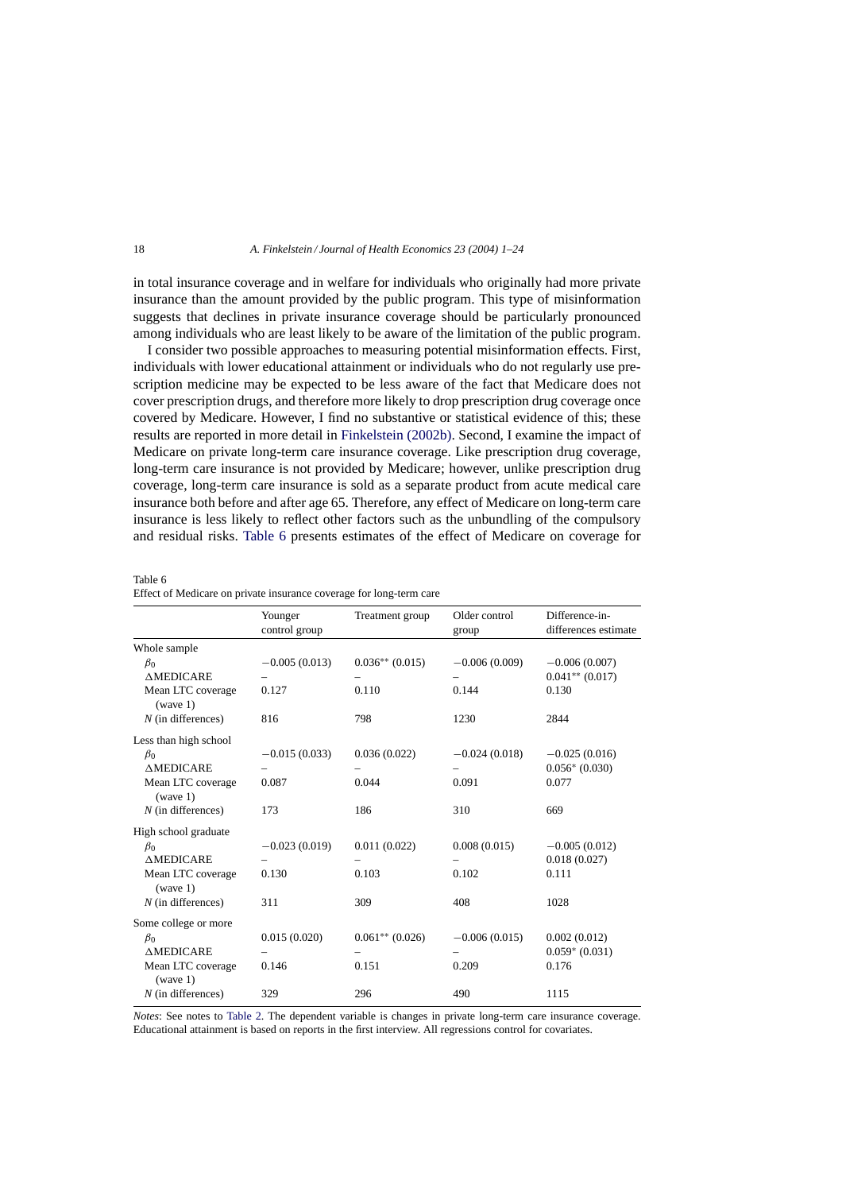in total insurance coverage and in welfare for individuals who originally had more private insurance than the amount provided by the public program. This type of misinformation suggests that declines in private insurance coverage should be particularly pronounced among individuals who are least likely to be aware of the limitation of the public program.

I consider two possible approaches to measuring potential misinformation effects. First, individuals with lower educational attainment or individuals who do not regularly use prescription medicine may be expected to be less aware of the fact that Medicare does not cover prescription drugs, and therefore more likely to drop prescription drug coverage once covered by Medicare. However, I find no substantive or statistical evidence of this; these results are reported in more detail in Finkelstein (2002b). Second, I examine the impact of Medicare on private long-term care insurance coverage. Like prescription drug coverage, long-term care insurance is not provided by Medicare; however, unlike prescription drug coverage, long-term care insurance is sold as a separate product from acute medical care insurance both before and after age 65. Therefore, any effect of Medicare on long-term care insurance is less likely to reflect other factors such as the unbundling of the compulsory and residual risks. Table 6 presents estimates of the effect of Medicare on coverage for

Table 6
Effect of Medicare on private insurance coverage for long-term care

| | Younger control group | Treatment group | Older control group | Difference-in-differences estimate |
|---|---|---|---|---|
| Whole sample | | | | |
| $\beta_0$ | −0.005 (0.013) | 0.036** (0.015) | −0.006 (0.009) | −0.006 (0.007) |
| ΔMEDICARE | – | – | – | 0.041** (0.017) |
| Mean LTC coverage (wave 1) | 0.127 | 0.110 | 0.144 | 0.130 |
| $N$ (in differences) | 816 | 798 | 1230 | 2844 |
| Less than high school | | | | |
| $\beta_0$ | −0.015 (0.033) | 0.036 (0.022) | −0.024 (0.018) | −0.025 (0.016) |
| ΔMEDICARE | – | – | – | 0.056* (0.030) |
| Mean LTC coverage (wave 1) | 0.087 | 0.044 | 0.091 | 0.077 |
| $N$ (in differences) | 173 | 186 | 310 | 669 |
| High school graduate | | | | |
| $\beta_0$ | −0.023 (0.019) | 0.011 (0.022) | 0.008 (0.015) | −0.005 (0.012) |
| ΔMEDICARE | – | – | – | 0.018 (0.027) |
| Mean LTC coverage (wave 1) | 0.130 | 0.103 | 0.102 | 0.111 |
| $N$ (in differences) | 311 | 309 | 408 | 1028 |
| Some college or more | | | | |
| $\beta_0$ | 0.015 (0.020) | 0.061** (0.026) | −0.006 (0.015) | 0.002 (0.012) |
| ΔMEDICARE | – | – | – | 0.059* (0.031) |
| Mean LTC coverage (wave 1) | 0.146 | 0.151 | 0.209 | 0.176 |
| $N$ (in differences) | 329 | 296 | 490 | 1115 |

*Notes*: See notes to Table 2. The dependent variable is changes in private long-term care insurance coverage. Educational attainment is based on reports in the first interview. All regressions control for covariates.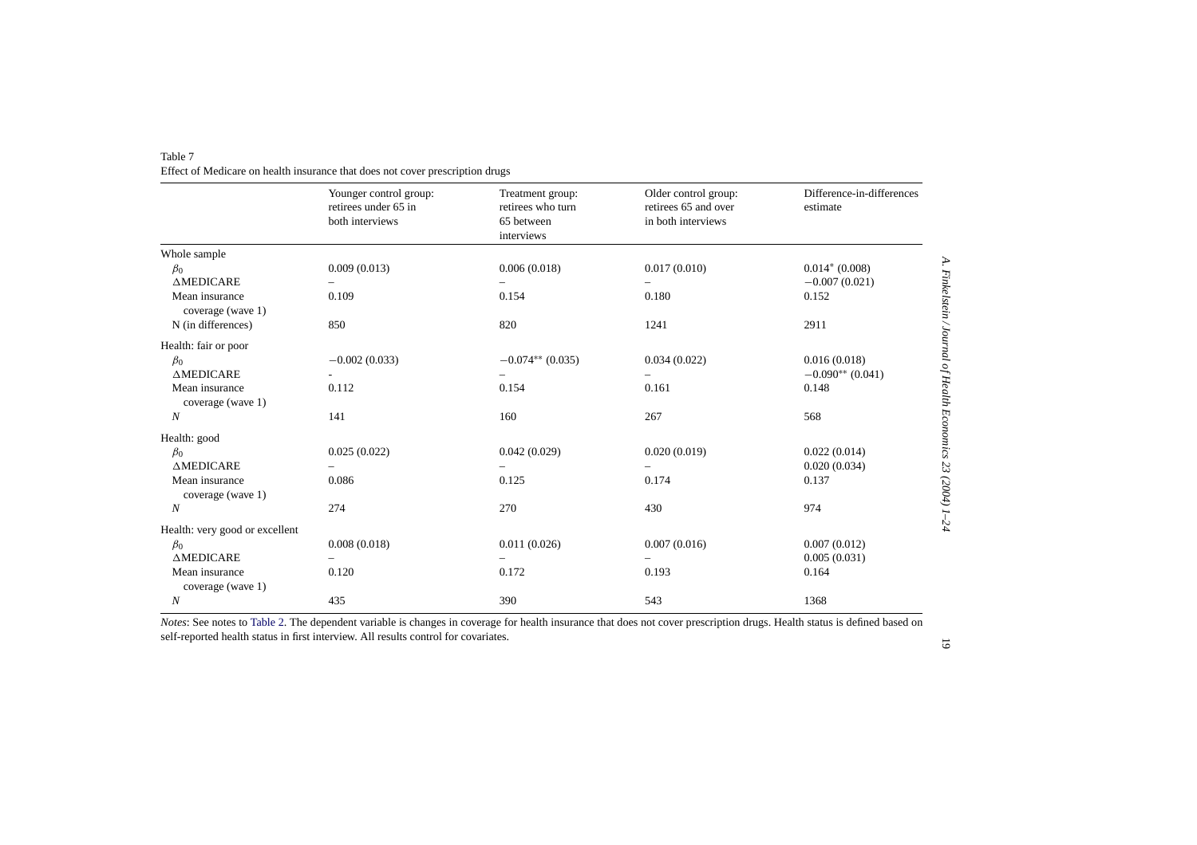Table 7
Effect of Medicare on health insurance that does not cover prescription drugs

| | Younger control group: retirees under 65 in both interviews | Treatment group: retirees who turn 65 between interviews | Older control group: retirees 65 and over in both interviews | Difference-in-differences estimate |
|---|---|---|---|---|
| Whole sample | | | | |
| $\beta_0$ | 0.009 (0.013) | 0.006 (0.018) | 0.017 (0.010) | 0.014* (0.008) |
| ΔMEDICARE | – | – | – | −0.007 (0.021) |
| Mean insurance coverage (wave 1) | 0.109 | 0.154 | 0.180 | 0.152 |
| N (in differences) | 850 | 820 | 1241 | 2911 |
| Health: fair or poor | | | | |
| $\beta_0$ | −0.002 (0.033) | −0.074** (0.035) | 0.034 (0.022) | 0.016 (0.018) |
| ΔMEDICARE | - | – | – | −0.090** (0.041) |
| Mean insurance coverage (wave 1) | 0.112 | 0.154 | 0.161 | 0.148 |
| *N* | 141 | 160 | 267 | 568 |
| Health: good | | | | |
| $\beta_0$ | 0.025 (0.022) | 0.042 (0.029) | 0.020 (0.019) | 0.022 (0.014) |
| ΔMEDICARE | – | – | – | 0.020 (0.034) |
| Mean insurance coverage (wave 1) | 0.086 | 0.125 | 0.174 | 0.137 |
| *N* | 274 | 270 | 430 | 974 |
| Health: very good or excellent | | | | |
| $\beta_0$ | 0.008 (0.018) | 0.011 (0.026) | 0.007 (0.016) | 0.007 (0.012) |
| ΔMEDICARE | – | – | – | 0.005 (0.031) |
| Mean insurance coverage (wave 1) | 0.120 | 0.172 | 0.193 | 0.164 |
| *N* | 435 | 390 | 543 | 1368 |

*Notes*: See notes to Table 2. The dependent variable is changes in coverage for health insurance that does not cover prescription drugs. Health status is defined based on self-reported health status in first interview. All results control for covariates.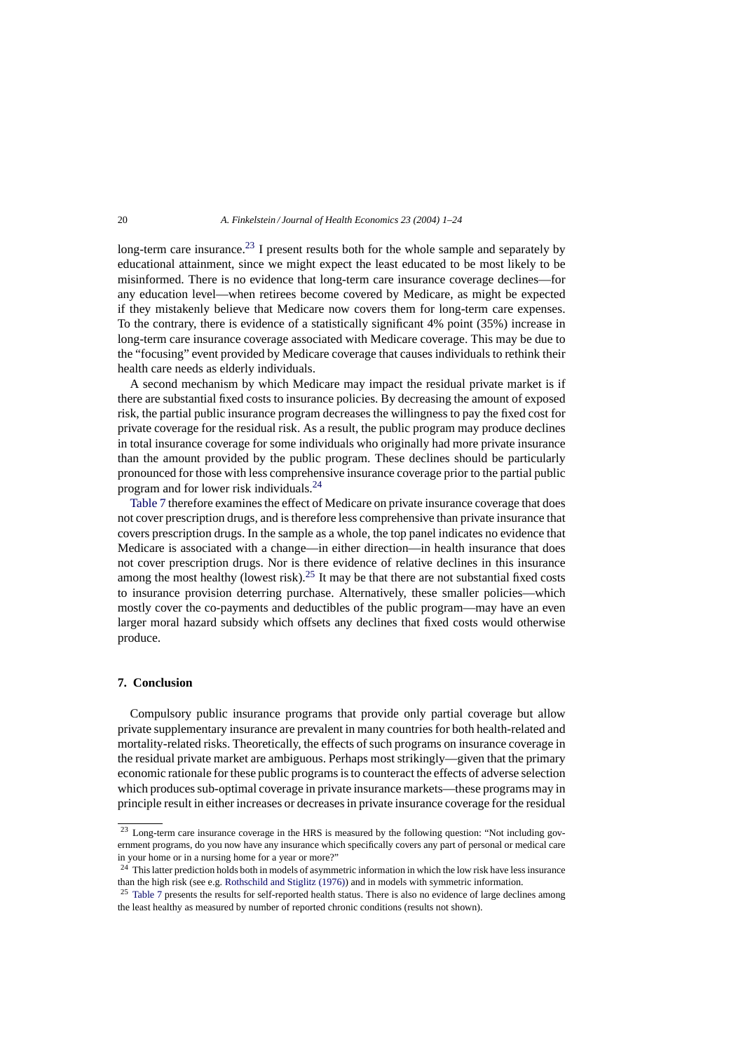long-term care insurance.[23] I present results both for the whole sample and separately by educational attainment, since we might expect the least educated to be most likely to be misinformed. There is no evidence that long-term care insurance coverage declines—for any education level—when retirees become covered by Medicare, as might be expected if they mistakenly believe that Medicare now covers them for long-term care expenses. To the contrary, there is evidence of a statistically significant 4% point (35%) increase in long-term care insurance coverage associated with Medicare coverage. This may be due to the "focusing" event provided by Medicare coverage that causes individuals to rethink their health care needs as elderly individuals.

A second mechanism by which Medicare may impact the residual private market is if there are substantial fixed costs to insurance policies. By decreasing the amount of exposed risk, the partial public insurance program decreases the willingness to pay the fixed cost for private coverage for the residual risk. As a result, the public program may produce declines in total insurance coverage for some individuals who originally had more private insurance than the amount provided by the public program. These declines should be particularly pronounced for those with less comprehensive insurance coverage prior to the partial public program and for lower risk individuals.[24]

Table 7 therefore examines the effect of Medicare on private insurance coverage that does not cover prescription drugs, and is therefore less comprehensive than private insurance that covers prescription drugs. In the sample as a whole, the top panel indicates no evidence that Medicare is associated with a change—in either direction—in health insurance that does not cover prescription drugs. Nor is there evidence of relative declines in this insurance among the most healthy (lowest risk).[25] It may be that there are not substantial fixed costs to insurance provision deterring purchase. Alternatively, these smaller policies—which mostly cover the co-payments and deductibles of the public program—may have an even larger moral hazard subsidy which offsets any declines that fixed costs would otherwise produce.

## 7. Conclusion

Compulsory public insurance programs that provide only partial coverage but allow private supplementary insurance are prevalent in many countries for both health-related and mortality-related risks. Theoretically, the effects of such programs on insurance coverage in the residual private market are ambiguous. Perhaps most strikingly—given that the primary economic rationale for these public programs is to counteract the effects of adverse selection which produces sub-optimal coverage in private insurance markets—these programs may in principle result in either increases or decreases in private insurance coverage for the residual

[23] Long-term care insurance coverage in the HRS is measured by the following question: "Not including government programs, do you now have any insurance which specifically covers any part of personal or medical care in your home or in a nursing home for a year or more?"

[24] This latter prediction holds both in models of asymmetric information in which the low risk have less insurance than the high risk (see e.g. Rothschild and Stiglitz (1976)) and in models with symmetric information.

[25] Table 7 presents the results for self-reported health status. There is also no evidence of large declines among the least healthy as measured by number of reported chronic conditions (results not shown).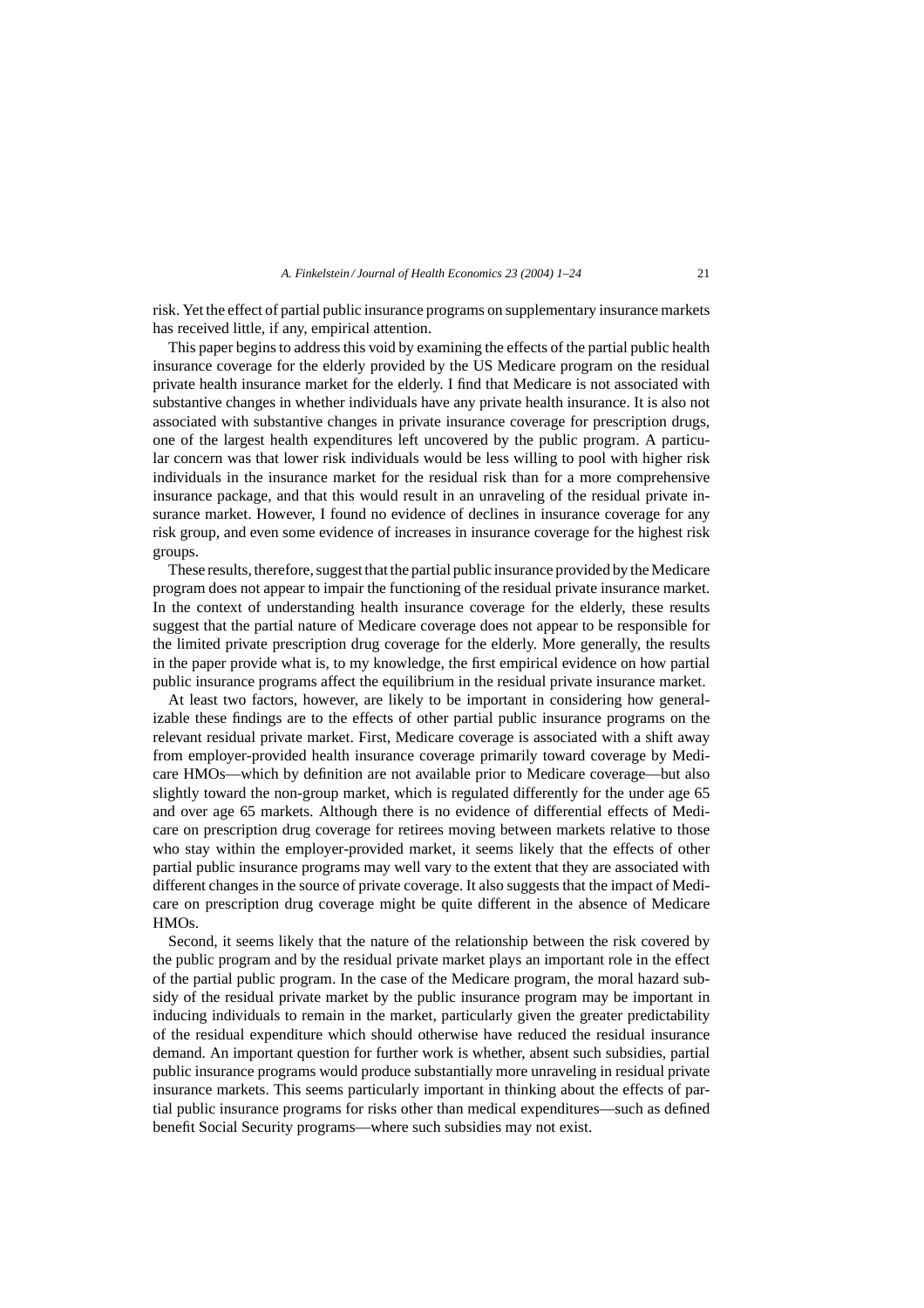risk. Yet the effect of partial public insurance programs on supplementary insurance markets has received little, if any, empirical attention.

This paper begins to address this void by examining the effects of the partial public health insurance coverage for the elderly provided by the US Medicare program on the residual private health insurance market for the elderly. I find that Medicare is not associated with substantive changes in whether individuals have any private health insurance. It is also not associated with substantive changes in private insurance coverage for prescription drugs, one of the largest health expenditures left uncovered by the public program. A particular concern was that lower risk individuals would be less willing to pool with higher risk individuals in the insurance market for the residual risk than for a more comprehensive insurance package, and that this would result in an unraveling of the residual private insurance market. However, I found no evidence of declines in insurance coverage for any risk group, and even some evidence of increases in insurance coverage for the highest risk groups.

These results, therefore, suggest that the partial public insurance provided by the Medicare program does not appear to impair the functioning of the residual private insurance market. In the context of understanding health insurance coverage for the elderly, these results suggest that the partial nature of Medicare coverage does not appear to be responsible for the limited private prescription drug coverage for the elderly. More generally, the results in the paper provide what is, to my knowledge, the first empirical evidence on how partial public insurance programs affect the equilibrium in the residual private insurance market.

At least two factors, however, are likely to be important in considering how generalizable these findings are to the effects of other partial public insurance programs on the relevant residual private market. First, Medicare coverage is associated with a shift away from employer-provided health insurance coverage primarily toward coverage by Medicare HMOs—which by definition are not available prior to Medicare coverage—but also slightly toward the non-group market, which is regulated differently for the under age 65 and over age 65 markets. Although there is no evidence of differential effects of Medicare on prescription drug coverage for retirees moving between markets relative to those who stay within the employer-provided market, it seems likely that the effects of other partial public insurance programs may well vary to the extent that they are associated with different changes in the source of private coverage. It also suggests that the impact of Medicare on prescription drug coverage might be quite different in the absence of Medicare HMOs.

Second, it seems likely that the nature of the relationship between the risk covered by the public program and by the residual private market plays an important role in the effect of the partial public program. In the case of the Medicare program, the moral hazard subsidy of the residual private market by the public insurance program may be important in inducing individuals to remain in the market, particularly given the greater predictability of the residual expenditure which should otherwise have reduced the residual insurance demand. An important question for further work is whether, absent such subsidies, partial public insurance programs would produce substantially more unraveling in residual private insurance markets. This seems particularly important in thinking about the effects of partial public insurance programs for risks other than medical expenditures—such as defined benefit Social Security programs—where such subsidies may not exist.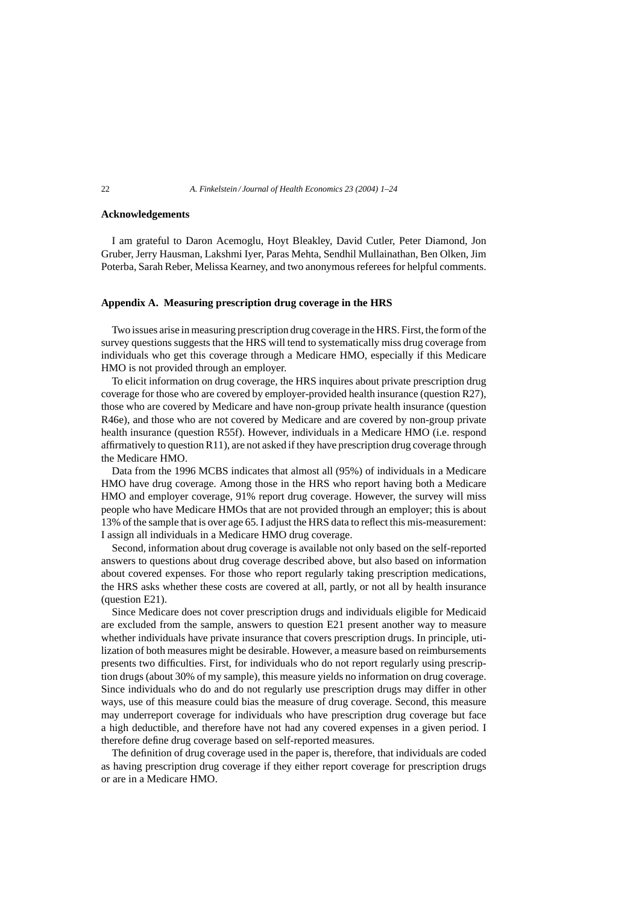## Acknowledgements

I am grateful to Daron Acemoglu, Hoyt Bleakley, David Cutler, Peter Diamond, Jon Gruber, Jerry Hausman, Lakshmi Iyer, Paras Mehta, Sendhil Mullainathan, Ben Olken, Jim Poterba, Sarah Reber, Melissa Kearney, and two anonymous referees for helpful comments.

## Appendix A. Measuring prescription drug coverage in the HRS

Two issues arise in measuring prescription drug coverage in the HRS. First, the form of the survey questions suggests that the HRS will tend to systematically miss drug coverage from individuals who get this coverage through a Medicare HMO, especially if this Medicare HMO is not provided through an employer.

To elicit information on drug coverage, the HRS inquires about private prescription drug coverage for those who are covered by employer-provided health insurance (question R27), those who are covered by Medicare and have non-group private health insurance (question R46e), and those who are not covered by Medicare and are covered by non-group private health insurance (question R55f). However, individuals in a Medicare HMO (i.e. respond affirmatively to question R11), are not asked if they have prescription drug coverage through the Medicare HMO.

Data from the 1996 MCBS indicates that almost all (95%) of individuals in a Medicare HMO have drug coverage. Among those in the HRS who report having both a Medicare HMO and employer coverage, 91% report drug coverage. However, the survey will miss people who have Medicare HMOs that are not provided through an employer; this is about 13% of the sample that is over age 65. I adjust the HRS data to reflect this mis-measurement: I assign all individuals in a Medicare HMO drug coverage.

Second, information about drug coverage is available not only based on the self-reported answers to questions about drug coverage described above, but also based on information about covered expenses. For those who report regularly taking prescription medications, the HRS asks whether these costs are covered at all, partly, or not all by health insurance (question E21).

Since Medicare does not cover prescription drugs and individuals eligible for Medicaid are excluded from the sample, answers to question E21 present another way to measure whether individuals have private insurance that covers prescription drugs. In principle, utilization of both measures might be desirable. However, a measure based on reimbursements presents two difficulties. First, for individuals who do not report regularly using prescription drugs (about 30% of my sample), this measure yields no information on drug coverage. Since individuals who do and do not regularly use prescription drugs may differ in other ways, use of this measure could bias the measure of drug coverage. Second, this measure may underreport coverage for individuals who have prescription drug coverage but face a high deductible, and therefore have not had any covered expenses in a given period. I therefore define drug coverage based on self-reported measures.

The definition of drug coverage used in the paper is, therefore, that individuals are coded as having prescription drug coverage if they either report coverage for prescription drugs or are in a Medicare HMO.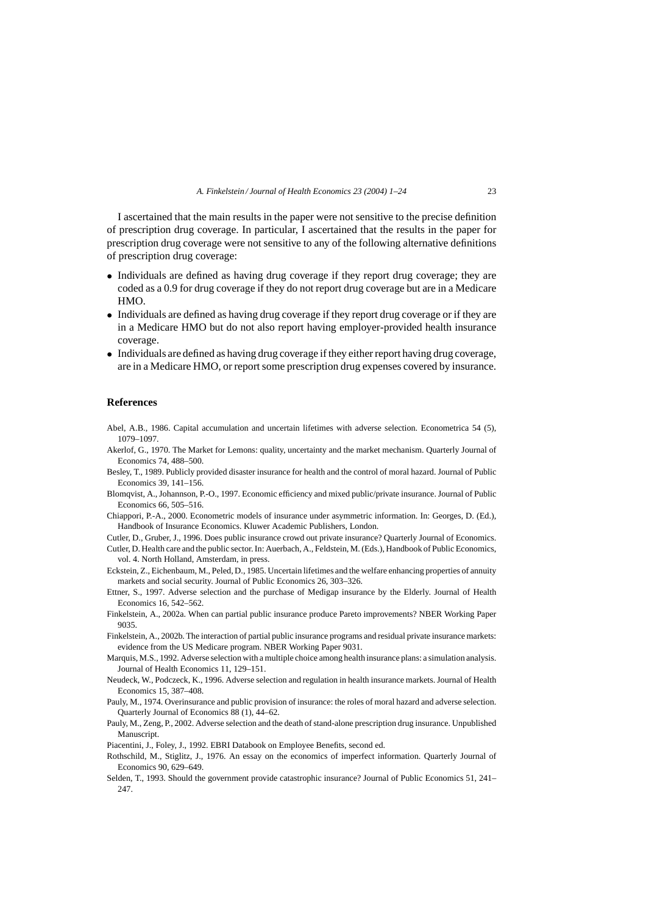I ascertained that the main results in the paper were not sensitive to the precise definition of prescription drug coverage. In particular, I ascertained that the results in the paper for prescription drug coverage were not sensitive to any of the following alternative definitions of prescription drug coverage:

- Individuals are defined as having drug coverage if they report drug coverage; they are coded as a 0.9 for drug coverage if they do not report drug coverage but are in a Medicare HMO.
- Individuals are defined as having drug coverage if they report drug coverage or if they are in a Medicare HMO but do not also report having employer-provided health insurance coverage.
- Individuals are defined as having drug coverage if they either report having drug coverage, are in a Medicare HMO, or report some prescription drug expenses covered by insurance.

## References

Abel, A.B., 1986. Capital accumulation and uncertain lifetimes with adverse selection. Econometrica 54 (5), 1079–1097.

Akerlof, G., 1970. The Market for Lemons: quality, uncertainty and the market mechanism. Quarterly Journal of Economics 74, 488–500.

Besley, T., 1989. Publicly provided disaster insurance for health and the control of moral hazard. Journal of Public Economics 39, 141–156.

Blomqvist, A., Johannson, P.-O., 1997. Economic efficiency and mixed public/private insurance. Journal of Public Economics 66, 505–516.

Chiappori, P.-A., 2000. Econometric models of insurance under asymmetric information. In: Georges, D. (Ed.), Handbook of Insurance Economics. Kluwer Academic Publishers, London.

Cutler, D., Gruber, J., 1996. Does public insurance crowd out private insurance? Quarterly Journal of Economics.

Cutler, D. Health care and the public sector. In: Auerbach, A., Feldstein, M. (Eds.), Handbook of Public Economics, vol. 4. North Holland, Amsterdam, in press.

Eckstein, Z., Eichenbaum, M., Peled, D., 1985. Uncertain lifetimes and the welfare enhancing properties of annuity markets and social security. Journal of Public Economics 26, 303–326.

Ettner, S., 1997. Adverse selection and the purchase of Medigap insurance by the Elderly. Journal of Health Economics 16, 542–562.

Finkelstein, A., 2002a. When can partial public insurance produce Pareto improvements? NBER Working Paper 9035.

Finkelstein, A., 2002b. The interaction of partial public insurance programs and residual private insurance markets: evidence from the US Medicare program. NBER Working Paper 9031.

Marquis, M.S., 1992. Adverse selection with a multiple choice among health insurance plans: a simulation analysis. Journal of Health Economics 11, 129–151.

Neudeck, W., Podczeck, K., 1996. Adverse selection and regulation in health insurance markets. Journal of Health Economics 15, 387–408.

Pauly, M., 1974. Overinsurance and public provision of insurance: the roles of moral hazard and adverse selection. Quarterly Journal of Economics 88 (1), 44–62.

Pauly, M., Zeng, P., 2002. Adverse selection and the death of stand-alone prescription drug insurance. Unpublished Manuscript.

Piacentini, J., Foley, J., 1992. EBRI Databook on Employee Benefits, second ed.

Rothschild, M., Stiglitz, J., 1976. An essay on the economics of imperfect information. Quarterly Journal of Economics 90, 629–649.

Selden, T., 1993. Should the government provide catastrophic insurance? Journal of Public Economics 51, 241–247.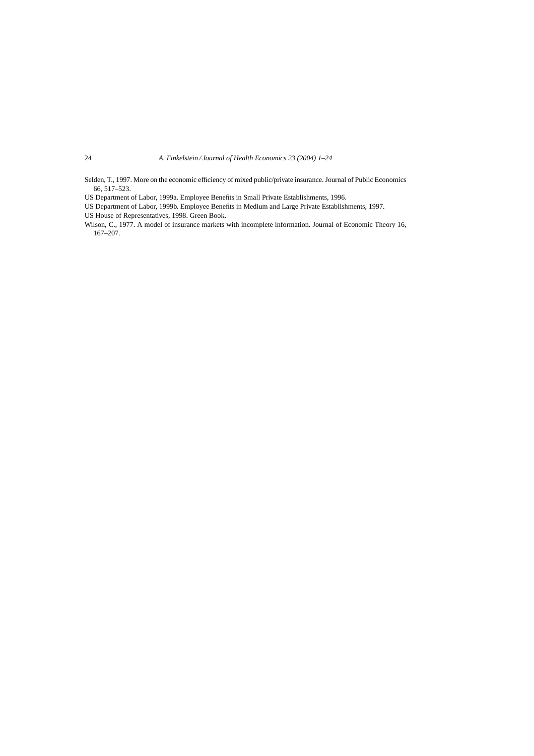Selden, T., 1997. More on the economic efficiency of mixed public/private insurance. Journal of Public Economics 66, 517–523.

US Department of Labor, 1999a. Employee Benefits in Small Private Establishments, 1996.

US Department of Labor, 1999b. Employee Benefits in Medium and Large Private Establishments, 1997.

US House of Representatives, 1998. Green Book.

Wilson, C., 1977. A model of insurance markets with incomplete information. Journal of Economic Theory 16, 167–207.